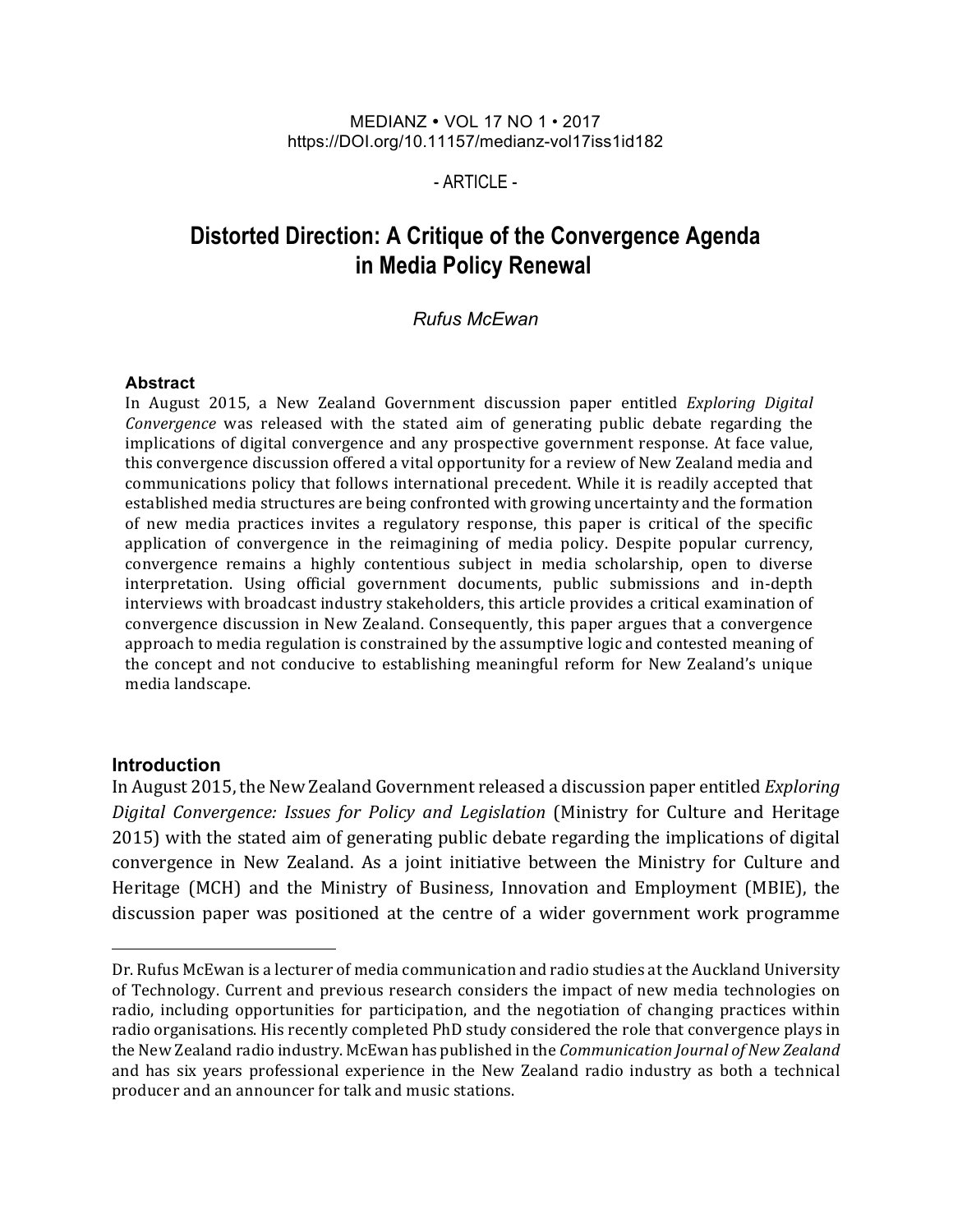MEDIANZ • VOL 17 NO 1 • 2017
https://DOI.org/10.11157/medianz-vol17iss1id182

- ARTICLE -

# Distorted Direction: A Critique of the Convergence Agenda in Media Policy Renewal

*Rufus McEwan*

### Abstract

In August 2015, a New Zealand Government discussion paper entitled *Exploring Digital Convergence* was released with the stated aim of generating public debate regarding the implications of digital convergence and any prospective government response. At face value, this convergence discussion offered a vital opportunity for a review of New Zealand media and communications policy that follows international precedent. While it is readily accepted that established media structures are being confronted with growing uncertainty and the formation of new media practices invites a regulatory response, this paper is critical of the specific application of convergence in the reimagining of media policy. Despite popular currency, convergence remains a highly contentious subject in media scholarship, open to diverse interpretation. Using official government documents, public submissions and in-depth interviews with broadcast industry stakeholders, this article provides a critical examination of convergence discussion in New Zealand. Consequently, this paper argues that a convergence approach to media regulation is constrained by the assumptive logic and contested meaning of the concept and not conducive to establishing meaningful reform for New Zealand's unique media landscape.

## Introduction

In August 2015, the New Zealand Government released a discussion paper entitled *Exploring Digital Convergence: Issues for Policy and Legislation* (Ministry for Culture and Heritage 2015) with the stated aim of generating public debate regarding the implications of digital convergence in New Zealand. As a joint initiative between the Ministry for Culture and Heritage (MCH) and the Ministry of Business, Innovation and Employment (MBIE), the discussion paper was positioned at the centre of a wider government work programme

---

Dr. Rufus McEwan is a lecturer of media communication and radio studies at the Auckland University of Technology. Current and previous research considers the impact of new media technologies on radio, including opportunities for participation, and the negotiation of changing practices within radio organisations. His recently completed PhD study considered the role that convergence plays in the New Zealand radio industry. McEwan has published in the *Communication Journal of New Zealand* and has six years professional experience in the New Zealand radio industry as both a technical producer and an announcer for talk and music stations.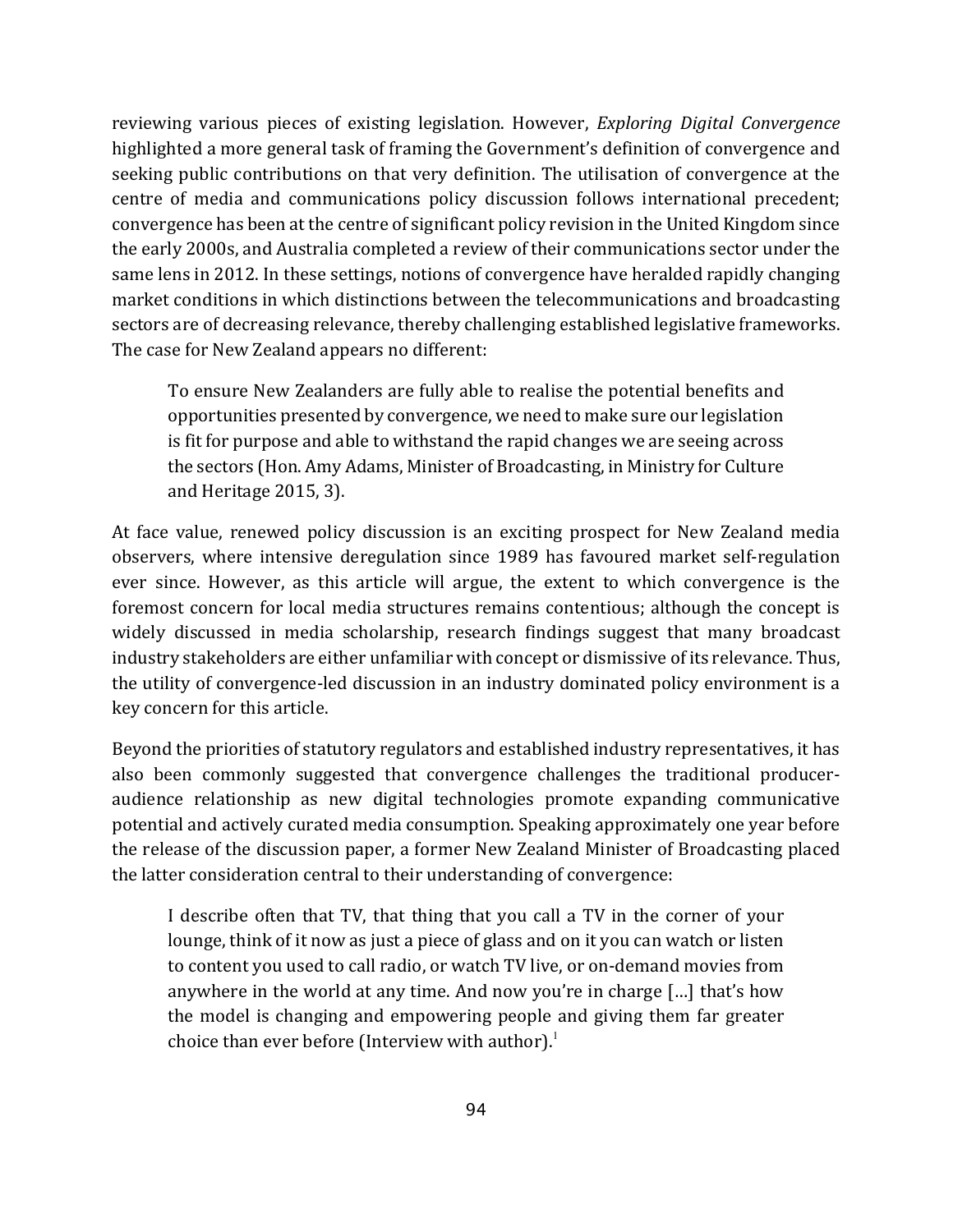reviewing various pieces of existing legislation. However, *Exploring Digital Convergence* highlighted a more general task of framing the Government's definition of convergence and seeking public contributions on that very definition. The utilisation of convergence at the centre of media and communications policy discussion follows international precedent; convergence has been at the centre of significant policy revision in the United Kingdom since the early 2000s, and Australia completed a review of their communications sector under the same lens in 2012. In these settings, notions of convergence have heralded rapidly changing market conditions in which distinctions between the telecommunications and broadcasting sectors are of decreasing relevance, thereby challenging established legislative frameworks. The case for New Zealand appears no different:

> To ensure New Zealanders are fully able to realise the potential benefits and opportunities presented by convergence, we need to make sure our legislation is fit for purpose and able to withstand the rapid changes we are seeing across the sectors (Hon. Amy Adams, Minister of Broadcasting, in Ministry for Culture and Heritage 2015, 3).

At face value, renewed policy discussion is an exciting prospect for New Zealand media observers, where intensive deregulation since 1989 has favoured market self-regulation ever since. However, as this article will argue, the extent to which convergence is the foremost concern for local media structures remains contentious; although the concept is widely discussed in media scholarship, research findings suggest that many broadcast industry stakeholders are either unfamiliar with concept or dismissive of its relevance. Thus, the utility of convergence-led discussion in an industry dominated policy environment is a key concern for this article.

Beyond the priorities of statutory regulators and established industry representatives, it has also been commonly suggested that convergence challenges the traditional producer-audience relationship as new digital technologies promote expanding communicative potential and actively curated media consumption. Speaking approximately one year before the release of the discussion paper, a former New Zealand Minister of Broadcasting placed the latter consideration central to their understanding of convergence:

> I describe often that TV, that thing that you call a TV in the corner of your lounge, think of it now as just a piece of glass and on it you can watch or listen to content you used to call radio, or watch TV live, or on-demand movies from anywhere in the world at any time. And now you're in charge […] that's how the model is changing and empowering people and giving them far greater choice than ever before (Interview with author).[1]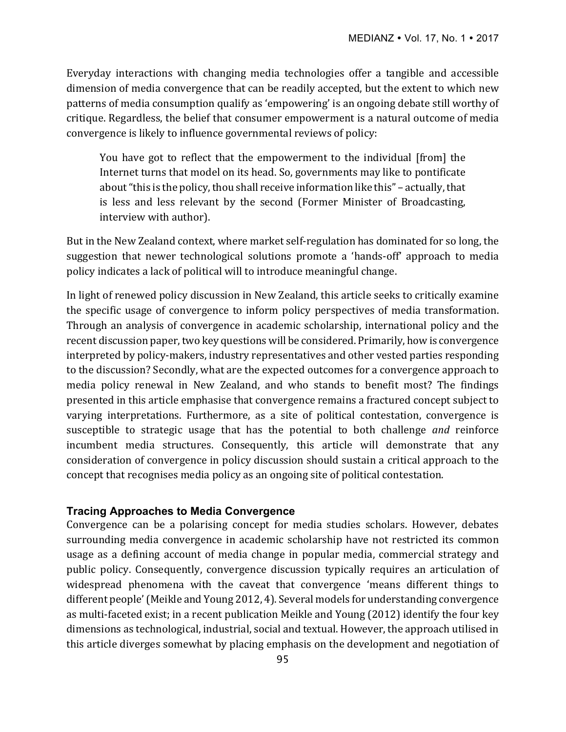Everyday interactions with changing media technologies offer a tangible and accessible dimension of media convergence that can be readily accepted, but the extent to which new patterns of media consumption qualify as 'empowering' is an ongoing debate still worthy of critique. Regardless, the belief that consumer empowerment is a natural outcome of media convergence is likely to influence governmental reviews of policy:

> You have got to reflect that the empowerment to the individual [from] the Internet turns that model on its head. So, governments may like to pontificate about "this is the policy, thou shall receive information like this" – actually, that is less and less relevant by the second (Former Minister of Broadcasting, interview with author).

But in the New Zealand context, where market self-regulation has dominated for so long, the suggestion that newer technological solutions promote a 'hands-off' approach to media policy indicates a lack of political will to introduce meaningful change.

In light of renewed policy discussion in New Zealand, this article seeks to critically examine the specific usage of convergence to inform policy perspectives of media transformation. Through an analysis of convergence in academic scholarship, international policy and the recent discussion paper, two key questions will be considered. Primarily, how is convergence interpreted by policy-makers, industry representatives and other vested parties responding to the discussion? Secondly, what are the expected outcomes for a convergence approach to media policy renewal in New Zealand, and who stands to benefit most? The findings presented in this article emphasise that convergence remains a fractured concept subject to varying interpretations. Furthermore, as a site of political contestation, convergence is susceptible to strategic usage that has the potential to both challenge *and* reinforce incumbent media structures. Consequently, this article will demonstrate that any consideration of convergence in policy discussion should sustain a critical approach to the concept that recognises media policy as an ongoing site of political contestation.

## Tracing Approaches to Media Convergence

Convergence can be a polarising concept for media studies scholars. However, debates surrounding media convergence in academic scholarship have not restricted its common usage as a defining account of media change in popular media, commercial strategy and public policy. Consequently, convergence discussion typically requires an articulation of widespread phenomena with the caveat that convergence 'means different things to different people' (Meikle and Young 2012, 4). Several models for understanding convergence as multi-faceted exist; in a recent publication Meikle and Young (2012) identify the four key dimensions as technological, industrial, social and textual. However, the approach utilised in this article diverges somewhat by placing emphasis on the development and negotiation of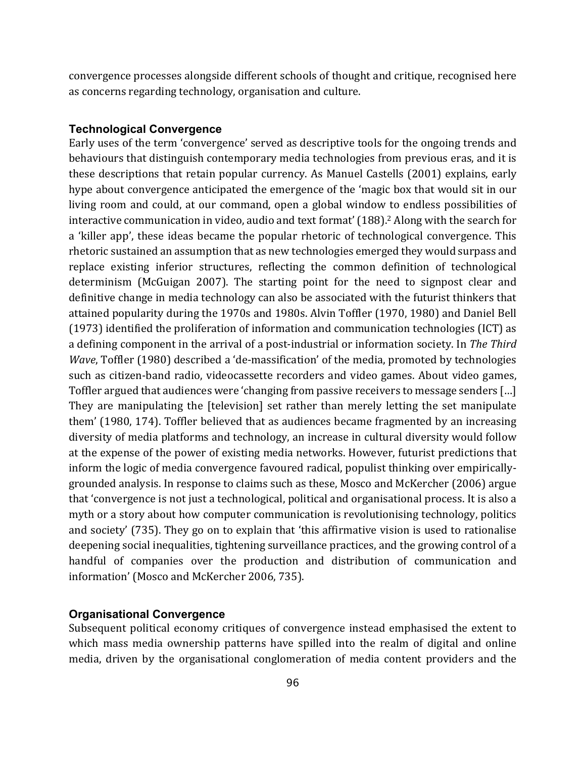convergence processes alongside different schools of thought and critique, recognised here as concerns regarding technology, organisation and culture.

### Technological Convergence

Early uses of the term 'convergence' served as descriptive tools for the ongoing trends and behaviours that distinguish contemporary media technologies from previous eras, and it is these descriptions that retain popular currency. As Manuel Castells (2001) explains, early hype about convergence anticipated the emergence of the 'magic box that would sit in our living room and could, at our command, open a global window to endless possibilities of interactive communication in video, audio and text format' (188).[2] Along with the search for a 'killer app', these ideas became the popular rhetoric of technological convergence. This rhetoric sustained an assumption that as new technologies emerged they would surpass and replace existing inferior structures, reflecting the common definition of technological determinism (McGuigan 2007). The starting point for the need to signpost clear and definitive change in media technology can also be associated with the futurist thinkers that attained popularity during the 1970s and 1980s. Alvin Toffler (1970, 1980) and Daniel Bell (1973) identified the proliferation of information and communication technologies (ICT) as a defining component in the arrival of a post-industrial or information society. In *The Third Wave*, Toffler (1980) described a 'de-massification' of the media, promoted by technologies such as citizen-band radio, videocassette recorders and video games. About video games, Toffler argued that audiences were 'changing from passive receivers to message senders […] They are manipulating the [television] set rather than merely letting the set manipulate them' (1980, 174). Toffler believed that as audiences became fragmented by an increasing diversity of media platforms and technology, an increase in cultural diversity would follow at the expense of the power of existing media networks. However, futurist predictions that inform the logic of media convergence favoured radical, populist thinking over empirically-grounded analysis. In response to claims such as these, Mosco and McKercher (2006) argue that 'convergence is not just a technological, political and organisational process. It is also a myth or a story about how computer communication is revolutionising technology, politics and society' (735). They go on to explain that 'this affirmative vision is used to rationalise deepening social inequalities, tightening surveillance practices, and the growing control of a handful of companies over the production and distribution of communication and information' (Mosco and McKercher 2006, 735).

### Organisational Convergence

Subsequent political economy critiques of convergence instead emphasised the extent to which mass media ownership patterns have spilled into the realm of digital and online media, driven by the organisational conglomeration of media content providers and the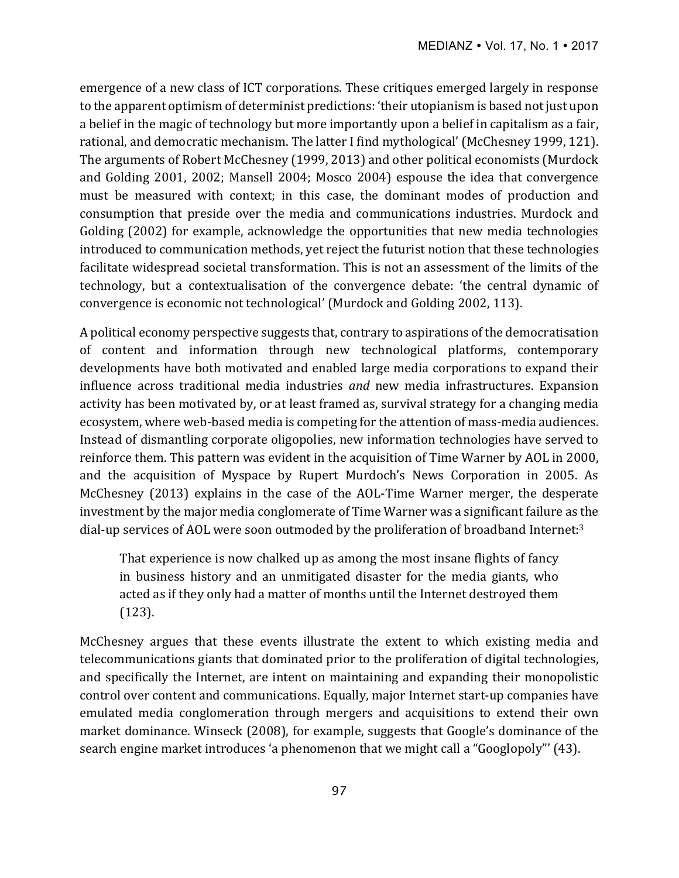emergence of a new class of ICT corporations. These critiques emerged largely in response to the apparent optimism of determinist predictions: 'their utopianism is based not just upon a belief in the magic of technology but more importantly upon a belief in capitalism as a fair, rational, and democratic mechanism. The latter I find mythological' (McChesney 1999, 121). The arguments of Robert McChesney (1999, 2013) and other political economists (Murdock and Golding 2001, 2002; Mansell 2004; Mosco 2004) espouse the idea that convergence must be measured with context; in this case, the dominant modes of production and consumption that preside over the media and communications industries. Murdock and Golding (2002) for example, acknowledge the opportunities that new media technologies introduced to communication methods, yet reject the futurist notion that these technologies facilitate widespread societal transformation. This is not an assessment of the limits of the technology, but a contextualisation of the convergence debate: 'the central dynamic of convergence is economic not technological' (Murdock and Golding 2002, 113).

A political economy perspective suggests that, contrary to aspirations of the democratisation of content and information through new technological platforms, contemporary developments have both motivated and enabled large media corporations to expand their influence across traditional media industries *and* new media infrastructures. Expansion activity has been motivated by, or at least framed as, survival strategy for a changing media ecosystem, where web-based media is competing for the attention of mass-media audiences. Instead of dismantling corporate oligopolies, new information technologies have served to reinforce them. This pattern was evident in the acquisition of Time Warner by AOL in 2000, and the acquisition of Myspace by Rupert Murdoch's News Corporation in 2005. As McChesney (2013) explains in the case of the AOL-Time Warner merger, the desperate investment by the major media conglomerate of Time Warner was a significant failure as the dial-up services of AOL were soon outmoded by the proliferation of broadband Internet:[3]

> That experience is now chalked up as among the most insane flights of fancy in business history and an unmitigated disaster for the media giants, who acted as if they only had a matter of months until the Internet destroyed them (123).

McChesney argues that these events illustrate the extent to which existing media and telecommunications giants that dominated prior to the proliferation of digital technologies, and specifically the Internet, are intent on maintaining and expanding their monopolistic control over content and communications. Equally, major Internet start-up companies have emulated media conglomeration through mergers and acquisitions to extend their own market dominance. Winseck (2008), for example, suggests that Google's dominance of the search engine market introduces 'a phenomenon that we might call a "Googlopoly"' (43).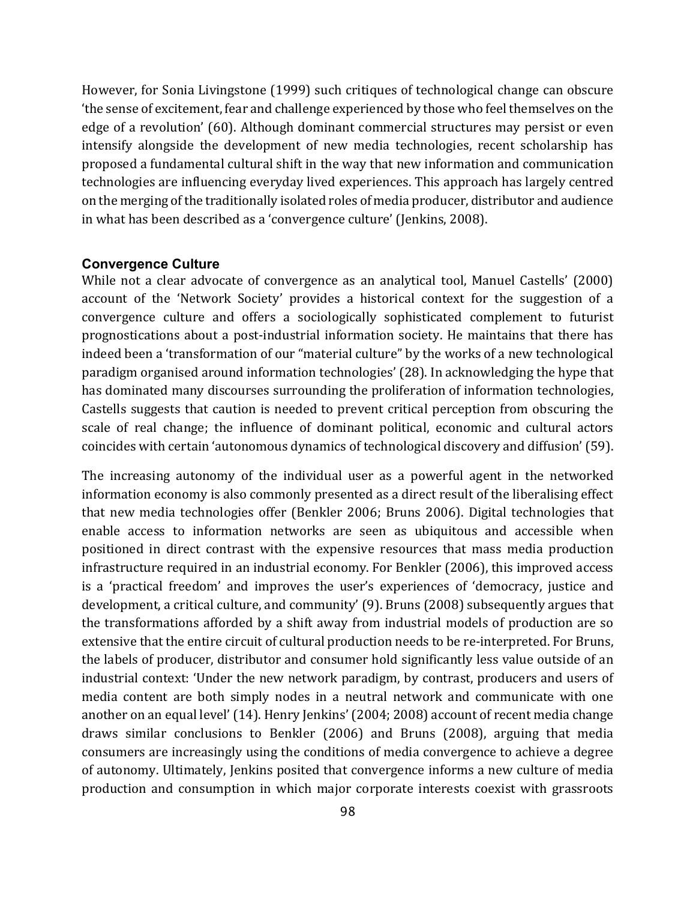However, for Sonia Livingstone (1999) such critiques of technological change can obscure 'the sense of excitement, fear and challenge experienced by those who feel themselves on the edge of a revolution' (60). Although dominant commercial structures may persist or even intensify alongside the development of new media technologies, recent scholarship has proposed a fundamental cultural shift in the way that new information and communication technologies are influencing everyday lived experiences. This approach has largely centred on the merging of the traditionally isolated roles of media producer, distributor and audience in what has been described as a 'convergence culture' (Jenkins, 2008).

### Convergence Culture

While not a clear advocate of convergence as an analytical tool, Manuel Castells' (2000) account of the 'Network Society' provides a historical context for the suggestion of a convergence culture and offers a sociologically sophisticated complement to futurist prognostications about a post-industrial information society. He maintains that there has indeed been a 'transformation of our "material culture" by the works of a new technological paradigm organised around information technologies' (28). In acknowledging the hype that has dominated many discourses surrounding the proliferation of information technologies, Castells suggests that caution is needed to prevent critical perception from obscuring the scale of real change; the influence of dominant political, economic and cultural actors coincides with certain 'autonomous dynamics of technological discovery and diffusion' (59).

The increasing autonomy of the individual user as a powerful agent in the networked information economy is also commonly presented as a direct result of the liberalising effect that new media technologies offer (Benkler 2006; Bruns 2006). Digital technologies that enable access to information networks are seen as ubiquitous and accessible when positioned in direct contrast with the expensive resources that mass media production infrastructure required in an industrial economy. For Benkler (2006), this improved access is a 'practical freedom' and improves the user's experiences of 'democracy, justice and development, a critical culture, and community' (9). Bruns (2008) subsequently argues that the transformations afforded by a shift away from industrial models of production are so extensive that the entire circuit of cultural production needs to be re-interpreted. For Bruns, the labels of producer, distributor and consumer hold significantly less value outside of an industrial context: 'Under the new network paradigm, by contrast, producers and users of media content are both simply nodes in a neutral network and communicate with one another on an equal level' (14). Henry Jenkins' (2004; 2008) account of recent media change draws similar conclusions to Benkler (2006) and Bruns (2008), arguing that media consumers are increasingly using the conditions of media convergence to achieve a degree of autonomy. Ultimately, Jenkins posited that convergence informs a new culture of media production and consumption in which major corporate interests coexist with grassroots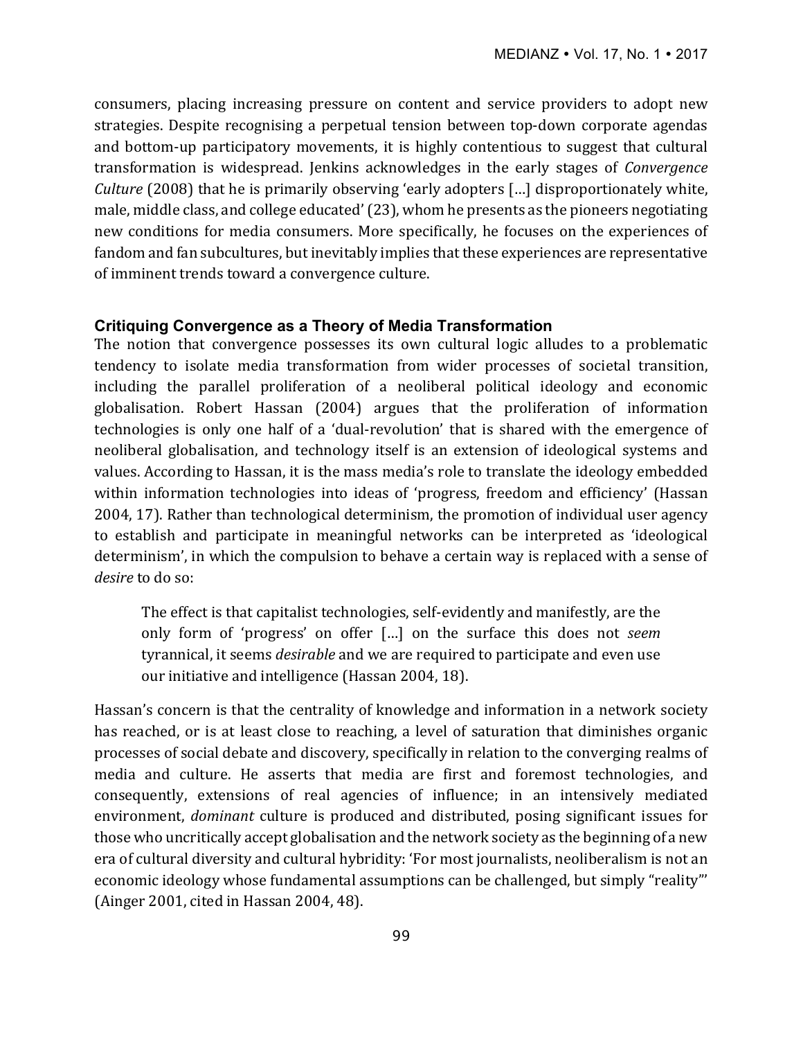consumers, placing increasing pressure on content and service providers to adopt new strategies. Despite recognising a perpetual tension between top-down corporate agendas and bottom-up participatory movements, it is highly contentious to suggest that cultural transformation is widespread. Jenkins acknowledges in the early stages of *Convergence Culture* (2008) that he is primarily observing 'early adopters […] disproportionately white, male, middle class, and college educated' (23), whom he presents as the pioneers negotiating new conditions for media consumers. More specifically, he focuses on the experiences of fandom and fan subcultures, but inevitably implies that these experiences are representative of imminent trends toward a convergence culture.

### Critiquing Convergence as a Theory of Media Transformation

The notion that convergence possesses its own cultural logic alludes to a problematic tendency to isolate media transformation from wider processes of societal transition, including the parallel proliferation of a neoliberal political ideology and economic globalisation. Robert Hassan (2004) argues that the proliferation of information technologies is only one half of a 'dual-revolution' that is shared with the emergence of neoliberal globalisation, and technology itself is an extension of ideological systems and values. According to Hassan, it is the mass media's role to translate the ideology embedded within information technologies into ideas of 'progress, freedom and efficiency' (Hassan 2004, 17). Rather than technological determinism, the promotion of individual user agency to establish and participate in meaningful networks can be interpreted as 'ideological determinism', in which the compulsion to behave a certain way is replaced with a sense of *desire* to do so:

> The effect is that capitalist technologies, self-evidently and manifestly, are the only form of 'progress' on offer […] on the surface this does not *seem* tyrannical, it seems *desirable* and we are required to participate and even use our initiative and intelligence (Hassan 2004, 18).

Hassan's concern is that the centrality of knowledge and information in a network society has reached, or is at least close to reaching, a level of saturation that diminishes organic processes of social debate and discovery, specifically in relation to the converging realms of media and culture. He asserts that media are first and foremost technologies, and consequently, extensions of real agencies of influence; in an intensively mediated environment, *dominant* culture is produced and distributed, posing significant issues for those who uncritically accept globalisation and the network society as the beginning of a new era of cultural diversity and cultural hybridity: 'For most journalists, neoliberalism is not an economic ideology whose fundamental assumptions can be challenged, but simply "reality"' (Ainger 2001, cited in Hassan 2004, 48).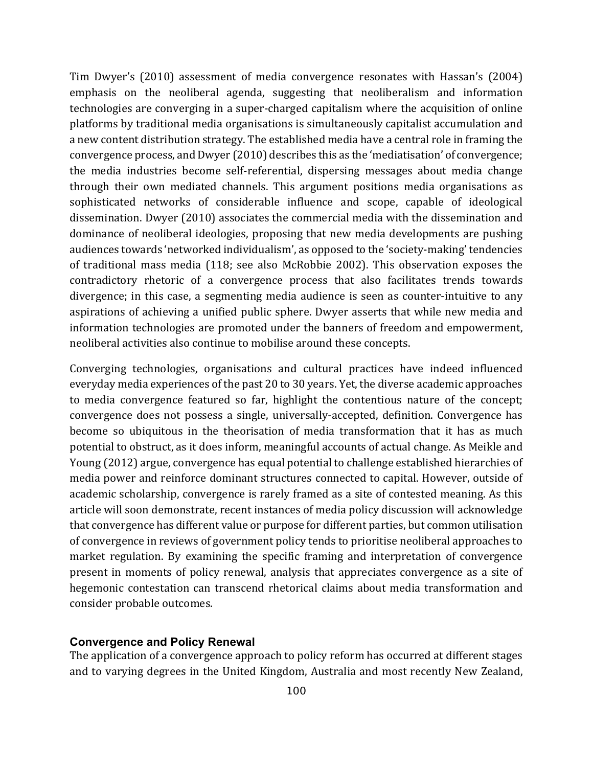Tim Dwyer's (2010) assessment of media convergence resonates with Hassan's (2004) emphasis on the neoliberal agenda, suggesting that neoliberalism and information technologies are converging in a super-charged capitalism where the acquisition of online platforms by traditional media organisations is simultaneously capitalist accumulation and a new content distribution strategy. The established media have a central role in framing the convergence process, and Dwyer (2010) describes this as the 'mediatisation' of convergence; the media industries become self-referential, dispersing messages about media change through their own mediated channels. This argument positions media organisations as sophisticated networks of considerable influence and scope, capable of ideological dissemination. Dwyer (2010) associates the commercial media with the dissemination and dominance of neoliberal ideologies, proposing that new media developments are pushing audiences towards 'networked individualism', as opposed to the 'society-making' tendencies of traditional mass media (118; see also McRobbie 2002). This observation exposes the contradictory rhetoric of a convergence process that also facilitates trends towards divergence; in this case, a segmenting media audience is seen as counter-intuitive to any aspirations of achieving a unified public sphere. Dwyer asserts that while new media and information technologies are promoted under the banners of freedom and empowerment, neoliberal activities also continue to mobilise around these concepts.

Converging technologies, organisations and cultural practices have indeed influenced everyday media experiences of the past 20 to 30 years. Yet, the diverse academic approaches to media convergence featured so far, highlight the contentious nature of the concept; convergence does not possess a single, universally-accepted, definition. Convergence has become so ubiquitous in the theorisation of media transformation that it has as much potential to obstruct, as it does inform, meaningful accounts of actual change. As Meikle and Young (2012) argue, convergence has equal potential to challenge established hierarchies of media power and reinforce dominant structures connected to capital. However, outside of academic scholarship, convergence is rarely framed as a site of contested meaning. As this article will soon demonstrate, recent instances of media policy discussion will acknowledge that convergence has different value or purpose for different parties, but common utilisation of convergence in reviews of government policy tends to prioritise neoliberal approaches to market regulation. By examining the specific framing and interpretation of convergence present in moments of policy renewal, analysis that appreciates convergence as a site of hegemonic contestation can transcend rhetorical claims about media transformation and consider probable outcomes.

### Convergence and Policy Renewal

The application of a convergence approach to policy reform has occurred at different stages and to varying degrees in the United Kingdom, Australia and most recently New Zealand,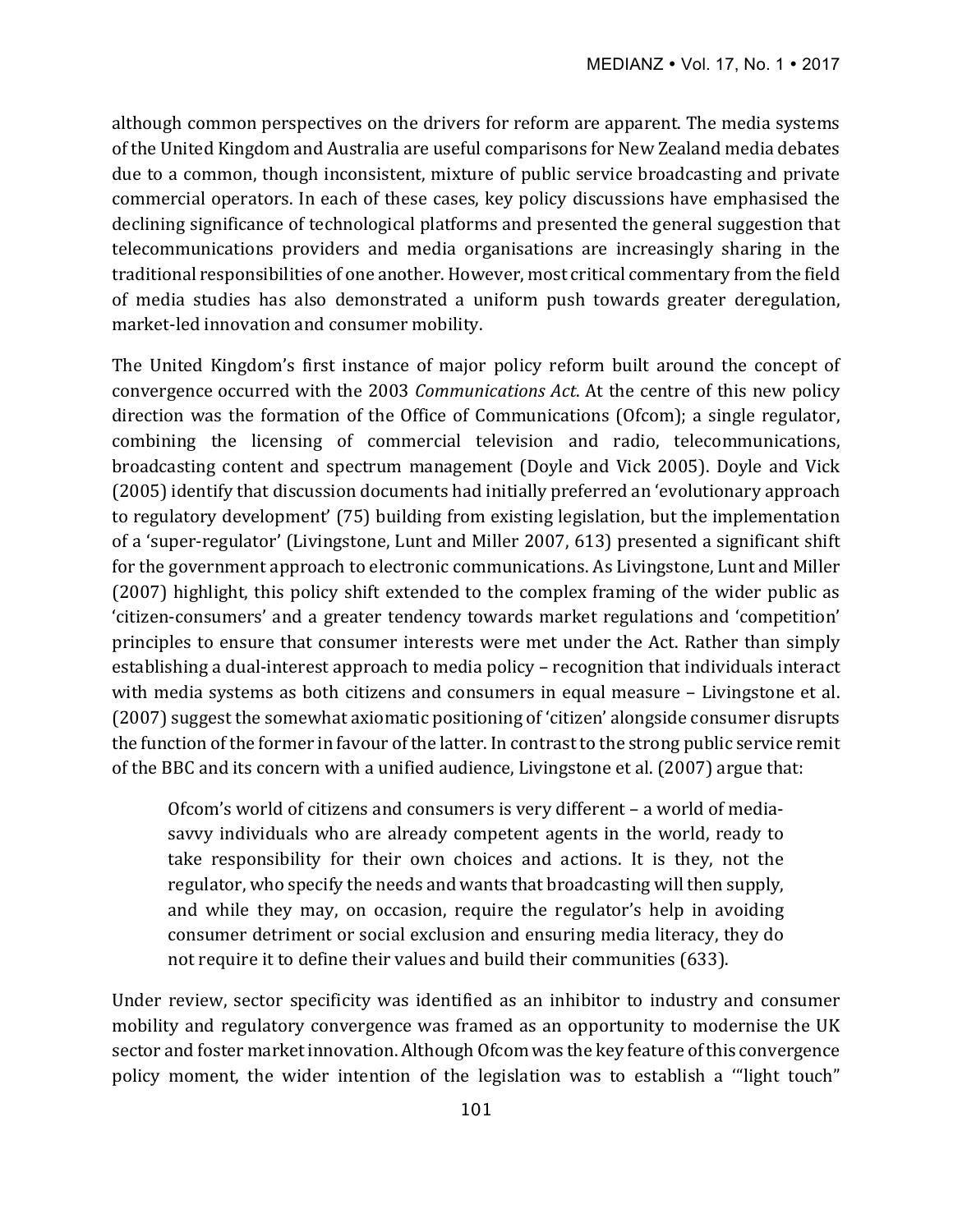although common perspectives on the drivers for reform are apparent. The media systems of the United Kingdom and Australia are useful comparisons for New Zealand media debates due to a common, though inconsistent, mixture of public service broadcasting and private commercial operators. In each of these cases, key policy discussions have emphasised the declining significance of technological platforms and presented the general suggestion that telecommunications providers and media organisations are increasingly sharing in the traditional responsibilities of one another. However, most critical commentary from the field of media studies has also demonstrated a uniform push towards greater deregulation, market-led innovation and consumer mobility.

The United Kingdom's first instance of major policy reform built around the concept of convergence occurred with the 2003 *Communications Act*. At the centre of this new policy direction was the formation of the Office of Communications (Ofcom); a single regulator, combining the licensing of commercial television and radio, telecommunications, broadcasting content and spectrum management (Doyle and Vick 2005). Doyle and Vick (2005) identify that discussion documents had initially preferred an 'evolutionary approach to regulatory development' (75) building from existing legislation, but the implementation of a 'super-regulator' (Livingstone, Lunt and Miller 2007, 613) presented a significant shift for the government approach to electronic communications. As Livingstone, Lunt and Miller (2007) highlight, this policy shift extended to the complex framing of the wider public as 'citizen-consumers' and a greater tendency towards market regulations and 'competition' principles to ensure that consumer interests were met under the Act. Rather than simply establishing a dual-interest approach to media policy – recognition that individuals interact with media systems as both citizens and consumers in equal measure – Livingstone et al. (2007) suggest the somewhat axiomatic positioning of 'citizen' alongside consumer disrupts the function of the former in favour of the latter. In contrast to the strong public service remit of the BBC and its concern with a unified audience, Livingstone et al. (2007) argue that:

> Ofcom's world of citizens and consumers is very different – a world of media-savvy individuals who are already competent agents in the world, ready to take responsibility for their own choices and actions. It is they, not the regulator, who specify the needs and wants that broadcasting will then supply, and while they may, on occasion, require the regulator's help in avoiding consumer detriment or social exclusion and ensuring media literacy, they do not require it to define their values and build their communities (633).

Under review, sector specificity was identified as an inhibitor to industry and consumer mobility and regulatory convergence was framed as an opportunity to modernise the UK sector and foster market innovation. Although Ofcom was the key feature of this convergence policy moment, the wider intention of the legislation was to establish a '"light touch"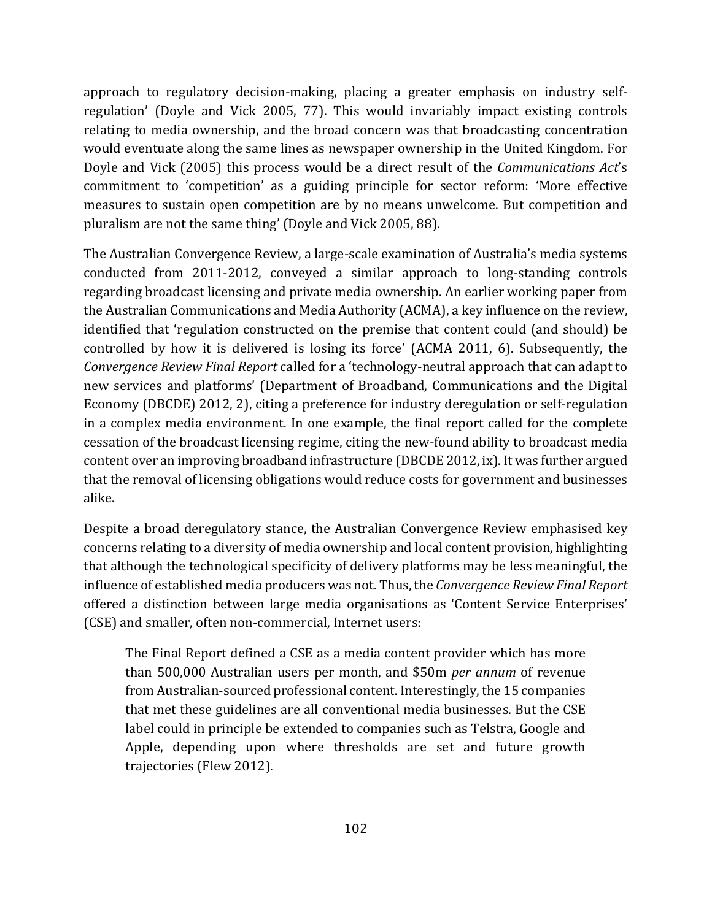approach to regulatory decision-making, placing a greater emphasis on industry self-regulation' (Doyle and Vick 2005, 77). This would invariably impact existing controls relating to media ownership, and the broad concern was that broadcasting concentration would eventuate along the same lines as newspaper ownership in the United Kingdom. For Doyle and Vick (2005) this process would be a direct result of the *Communications Act*'s commitment to 'competition' as a guiding principle for sector reform: 'More effective measures to sustain open competition are by no means unwelcome. But competition and pluralism are not the same thing' (Doyle and Vick 2005, 88).

The Australian Convergence Review, a large-scale examination of Australia's media systems conducted from 2011-2012, conveyed a similar approach to long-standing controls regarding broadcast licensing and private media ownership. An earlier working paper from the Australian Communications and Media Authority (ACMA), a key influence on the review, identified that 'regulation constructed on the premise that content could (and should) be controlled by how it is delivered is losing its force' (ACMA 2011, 6). Subsequently, the *Convergence Review Final Report* called for a 'technology-neutral approach that can adapt to new services and platforms' (Department of Broadband, Communications and the Digital Economy (DBCDE) 2012, 2), citing a preference for industry deregulation or self-regulation in a complex media environment. In one example, the final report called for the complete cessation of the broadcast licensing regime, citing the new-found ability to broadcast media content over an improving broadband infrastructure (DBCDE 2012, ix). It was further argued that the removal of licensing obligations would reduce costs for government and businesses alike.

Despite a broad deregulatory stance, the Australian Convergence Review emphasised key concerns relating to a diversity of media ownership and local content provision, highlighting that although the technological specificity of delivery platforms may be less meaningful, the influence of established media producers was not. Thus, the *Convergence Review Final Report* offered a distinction between large media organisations as 'Content Service Enterprises' (CSE) and smaller, often non-commercial, Internet users:

> The Final Report defined a CSE as a media content provider which has more than 500,000 Australian users per month, and $50m *per annum* of revenue from Australian-sourced professional content. Interestingly, the 15 companies that met these guidelines are all conventional media businesses. But the CSE label could in principle be extended to companies such as Telstra, Google and Apple, depending upon where thresholds are set and future growth trajectories (Flew 2012).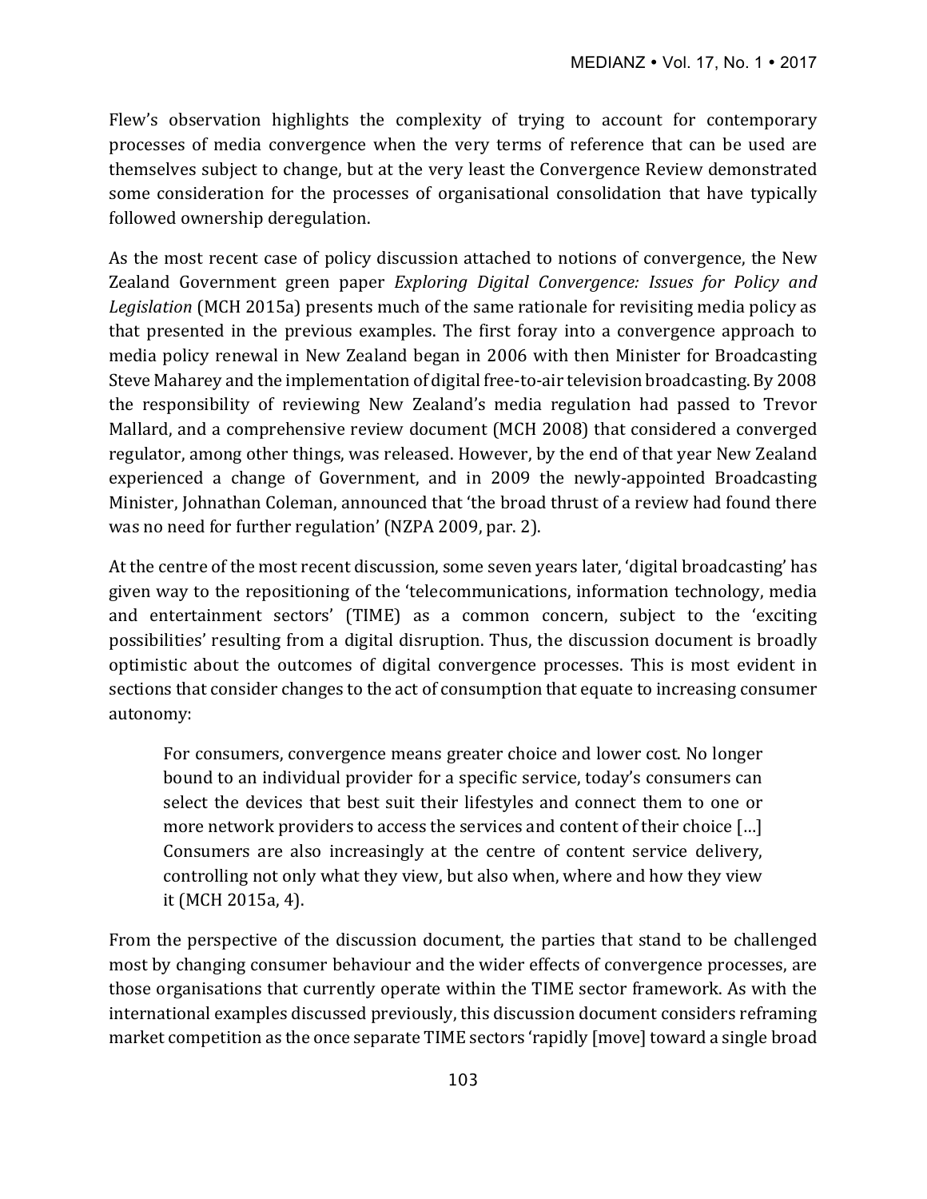Flew's observation highlights the complexity of trying to account for contemporary processes of media convergence when the very terms of reference that can be used are themselves subject to change, but at the very least the Convergence Review demonstrated some consideration for the processes of organisational consolidation that have typically followed ownership deregulation.

As the most recent case of policy discussion attached to notions of convergence, the New Zealand Government green paper *Exploring Digital Convergence: Issues for Policy and Legislation* (MCH 2015a) presents much of the same rationale for revisiting media policy as that presented in the previous examples. The first foray into a convergence approach to media policy renewal in New Zealand began in 2006 with then Minister for Broadcasting Steve Maharey and the implementation of digital free-to-air television broadcasting. By 2008 the responsibility of reviewing New Zealand's media regulation had passed to Trevor Mallard, and a comprehensive review document (MCH 2008) that considered a converged regulator, among other things, was released. However, by the end of that year New Zealand experienced a change of Government, and in 2009 the newly-appointed Broadcasting Minister, Johnathan Coleman, announced that 'the broad thrust of a review had found there was no need for further regulation' (NZPA 2009, par. 2).

At the centre of the most recent discussion, some seven years later, 'digital broadcasting' has given way to the repositioning of the 'telecommunications, information technology, media and entertainment sectors' (TIME) as a common concern, subject to the 'exciting possibilities' resulting from a digital disruption. Thus, the discussion document is broadly optimistic about the outcomes of digital convergence processes. This is most evident in sections that consider changes to the act of consumption that equate to increasing consumer autonomy:

> For consumers, convergence means greater choice and lower cost. No longer bound to an individual provider for a specific service, today's consumers can select the devices that best suit their lifestyles and connect them to one or more network providers to access the services and content of their choice […] Consumers are also increasingly at the centre of content service delivery, controlling not only what they view, but also when, where and how they view it (MCH 2015a, 4).

From the perspective of the discussion document, the parties that stand to be challenged most by changing consumer behaviour and the wider effects of convergence processes, are those organisations that currently operate within the TIME sector framework. As with the international examples discussed previously, this discussion document considers reframing market competition as the once separate TIME sectors 'rapidly [move] toward a single broad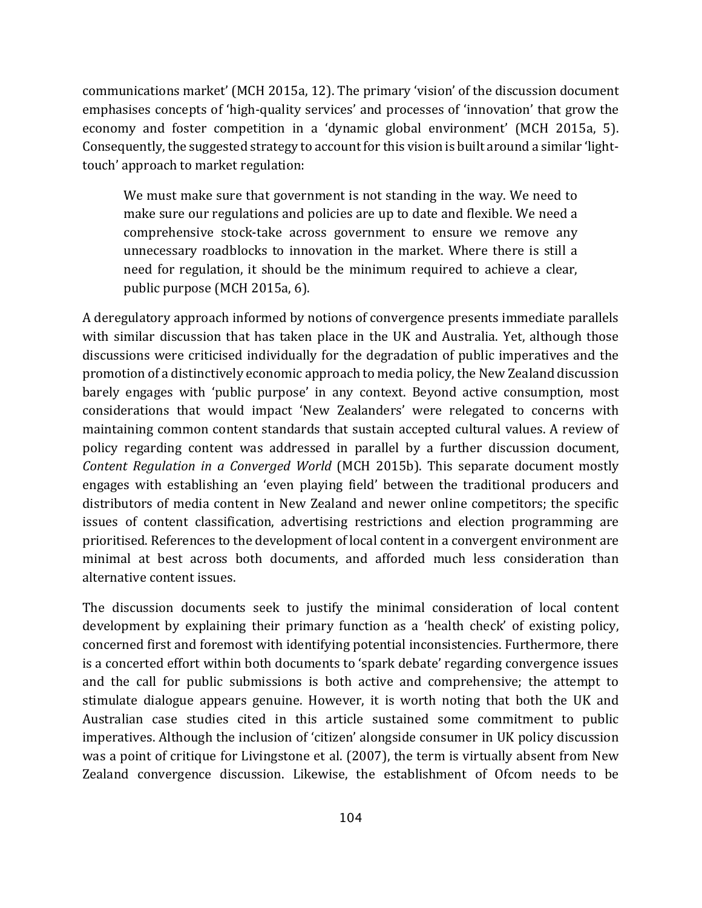communications market' (MCH 2015a, 12). The primary 'vision' of the discussion document emphasises concepts of 'high-quality services' and processes of 'innovation' that grow the economy and foster competition in a 'dynamic global environment' (MCH 2015a, 5). Consequently, the suggested strategy to account for this vision is built around a similar 'light-touch' approach to market regulation:

> We must make sure that government is not standing in the way. We need to make sure our regulations and policies are up to date and flexible. We need a comprehensive stock-take across government to ensure we remove any unnecessary roadblocks to innovation in the market. Where there is still a need for regulation, it should be the minimum required to achieve a clear, public purpose (MCH 2015a, 6).

A deregulatory approach informed by notions of convergence presents immediate parallels with similar discussion that has taken place in the UK and Australia. Yet, although those discussions were criticised individually for the degradation of public imperatives and the promotion of a distinctively economic approach to media policy, the New Zealand discussion barely engages with 'public purpose' in any context. Beyond active consumption, most considerations that would impact 'New Zealanders' were relegated to concerns with maintaining common content standards that sustain accepted cultural values. A review of policy regarding content was addressed in parallel by a further discussion document, *Content Regulation in a Converged World* (MCH 2015b). This separate document mostly engages with establishing an 'even playing field' between the traditional producers and distributors of media content in New Zealand and newer online competitors; the specific issues of content classification, advertising restrictions and election programming are prioritised. References to the development of local content in a convergent environment are minimal at best across both documents, and afforded much less consideration than alternative content issues.

The discussion documents seek to justify the minimal consideration of local content development by explaining their primary function as a 'health check' of existing policy, concerned first and foremost with identifying potential inconsistencies. Furthermore, there is a concerted effort within both documents to 'spark debate' regarding convergence issues and the call for public submissions is both active and comprehensive; the attempt to stimulate dialogue appears genuine. However, it is worth noting that both the UK and Australian case studies cited in this article sustained some commitment to public imperatives. Although the inclusion of 'citizen' alongside consumer in UK policy discussion was a point of critique for Livingstone et al. (2007), the term is virtually absent from New Zealand convergence discussion. Likewise, the establishment of Ofcom needs to be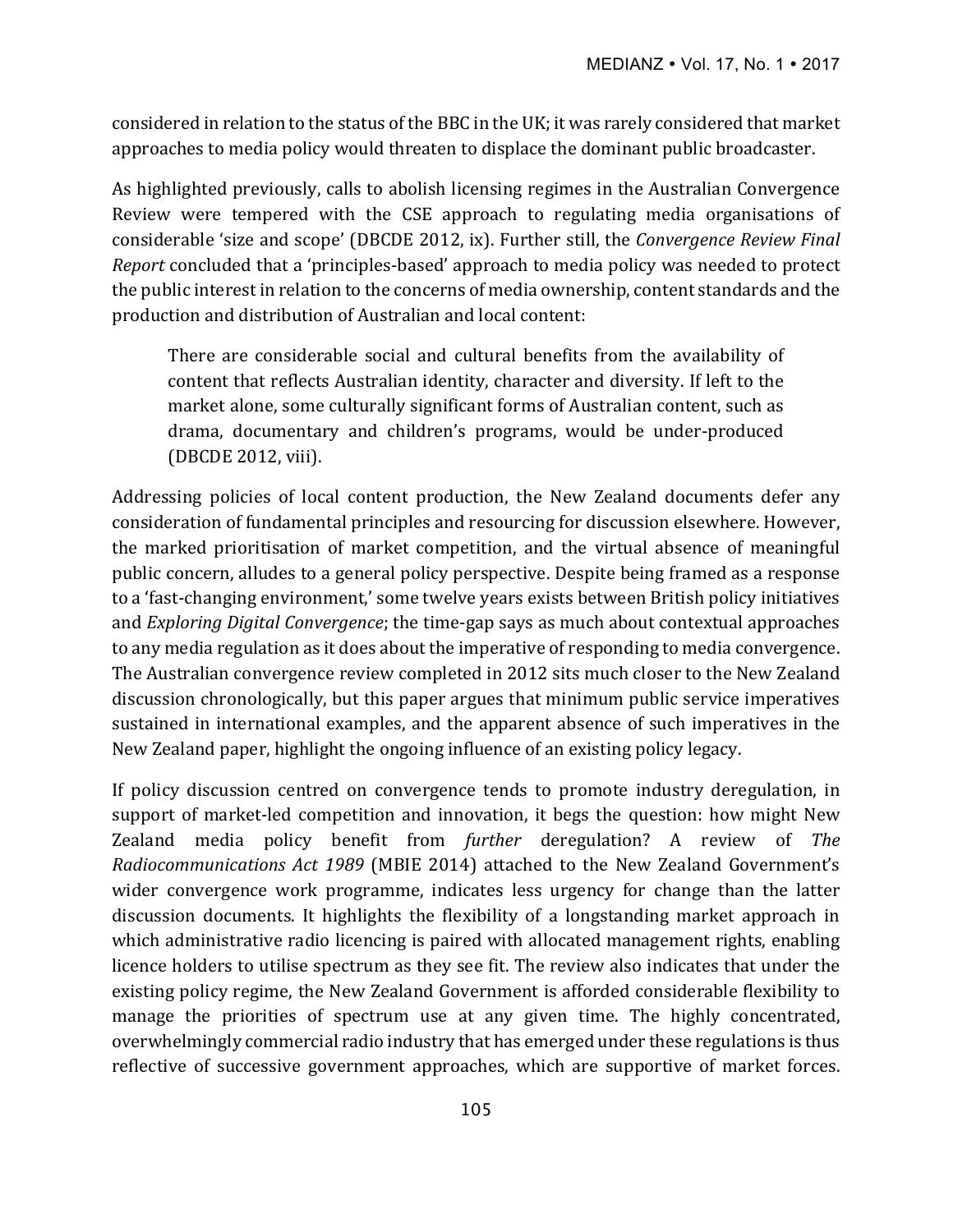considered in relation to the status of the BBC in the UK; it was rarely considered that market approaches to media policy would threaten to displace the dominant public broadcaster.

As highlighted previously, calls to abolish licensing regimes in the Australian Convergence Review were tempered with the CSE approach to regulating media organisations of considerable 'size and scope' (DBCDE 2012, ix). Further still, the *Convergence Review Final Report* concluded that a 'principles-based' approach to media policy was needed to protect the public interest in relation to the concerns of media ownership, content standards and the production and distribution of Australian and local content:

> There are considerable social and cultural benefits from the availability of content that reflects Australian identity, character and diversity. If left to the market alone, some culturally significant forms of Australian content, such as drama, documentary and children's programs, would be under-produced (DBCDE 2012, viii).

Addressing policies of local content production, the New Zealand documents defer any consideration of fundamental principles and resourcing for discussion elsewhere. However, the marked prioritisation of market competition, and the virtual absence of meaningful public concern, alludes to a general policy perspective. Despite being framed as a response to a 'fast-changing environment,' some twelve years exists between British policy initiatives and *Exploring Digital Convergence*; the time-gap says as much about contextual approaches to any media regulation as it does about the imperative of responding to media convergence. The Australian convergence review completed in 2012 sits much closer to the New Zealand discussion chronologically, but this paper argues that minimum public service imperatives sustained in international examples, and the apparent absence of such imperatives in the New Zealand paper, highlight the ongoing influence of an existing policy legacy.

If policy discussion centred on convergence tends to promote industry deregulation, in support of market-led competition and innovation, it begs the question: how might New Zealand media policy benefit from *further* deregulation? A review of *The Radiocommunications Act 1989* (MBIE 2014) attached to the New Zealand Government's wider convergence work programme, indicates less urgency for change than the latter discussion documents. It highlights the flexibility of a longstanding market approach in which administrative radio licencing is paired with allocated management rights, enabling licence holders to utilise spectrum as they see fit. The review also indicates that under the existing policy regime, the New Zealand Government is afforded considerable flexibility to manage the priorities of spectrum use at any given time. The highly concentrated, overwhelmingly commercial radio industry that has emerged under these regulations is thus reflective of successive government approaches, which are supportive of market forces.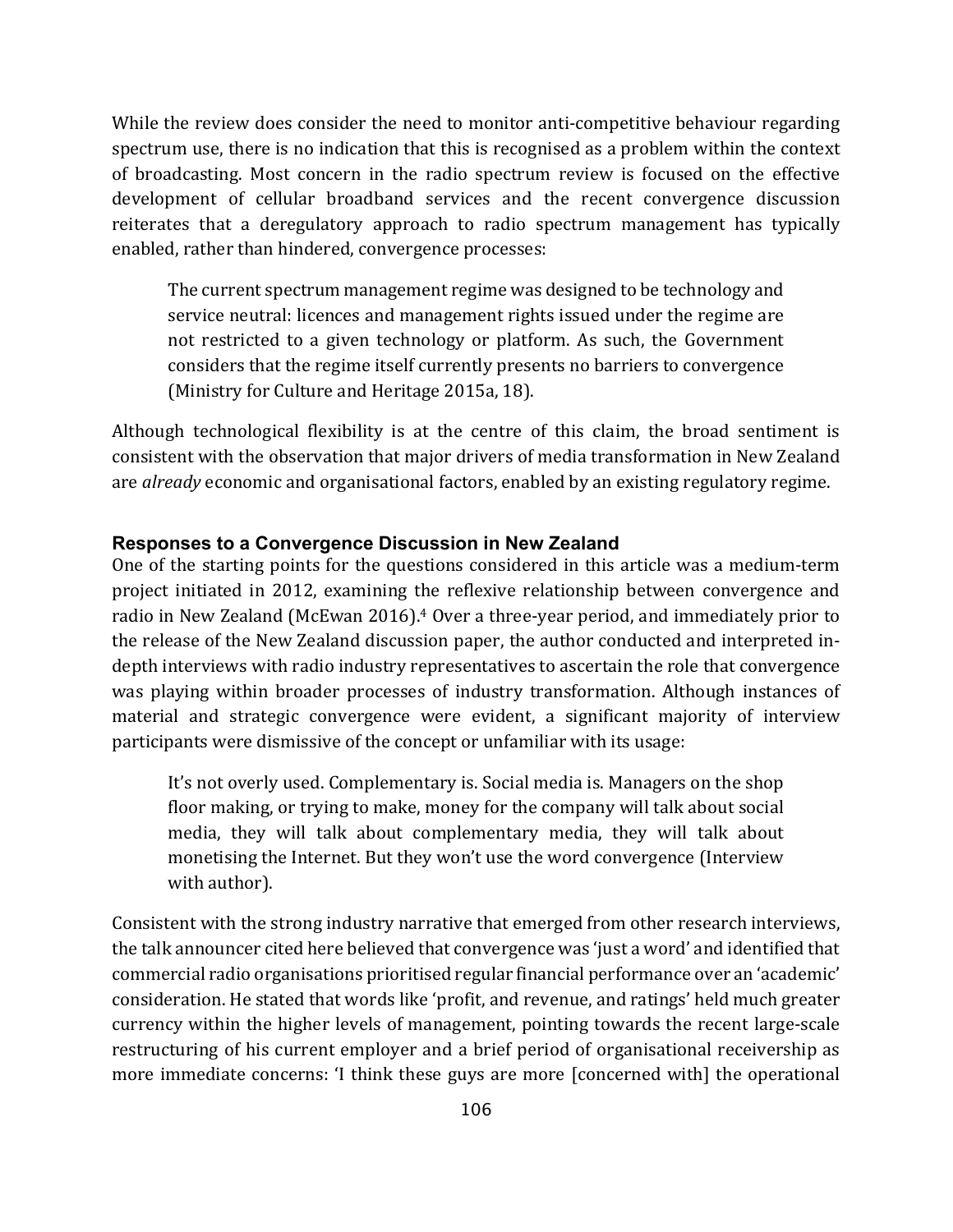While the review does consider the need to monitor anti-competitive behaviour regarding spectrum use, there is no indication that this is recognised as a problem within the context of broadcasting. Most concern in the radio spectrum review is focused on the effective development of cellular broadband services and the recent convergence discussion reiterates that a deregulatory approach to radio spectrum management has typically enabled, rather than hindered, convergence processes:

> The current spectrum management regime was designed to be technology and service neutral: licences and management rights issued under the regime are not restricted to a given technology or platform. As such, the Government considers that the regime itself currently presents no barriers to convergence (Ministry for Culture and Heritage 2015a, 18).

Although technological flexibility is at the centre of this claim, the broad sentiment is consistent with the observation that major drivers of media transformation in New Zealand are *already* economic and organisational factors, enabled by an existing regulatory regime.

### Responses to a Convergence Discussion in New Zealand

One of the starting points for the questions considered in this article was a medium-term project initiated in 2012, examining the reflexive relationship between convergence and radio in New Zealand (McEwan 2016).[4] Over a three-year period, and immediately prior to the release of the New Zealand discussion paper, the author conducted and interpreted in-depth interviews with radio industry representatives to ascertain the role that convergence was playing within broader processes of industry transformation. Although instances of material and strategic convergence were evident, a significant majority of interview participants were dismissive of the concept or unfamiliar with its usage:

> It's not overly used. Complementary is. Social media is. Managers on the shop floor making, or trying to make, money for the company will talk about social media, they will talk about complementary media, they will talk about monetising the Internet. But they won't use the word convergence (Interview with author).

Consistent with the strong industry narrative that emerged from other research interviews, the talk announcer cited here believed that convergence was 'just a word' and identified that commercial radio organisations prioritised regular financial performance over an 'academic' consideration. He stated that words like 'profit, and revenue, and ratings' held much greater currency within the higher levels of management, pointing towards the recent large-scale restructuring of his current employer and a brief period of organisational receivership as more immediate concerns: 'I think these guys are more [concerned with] the operational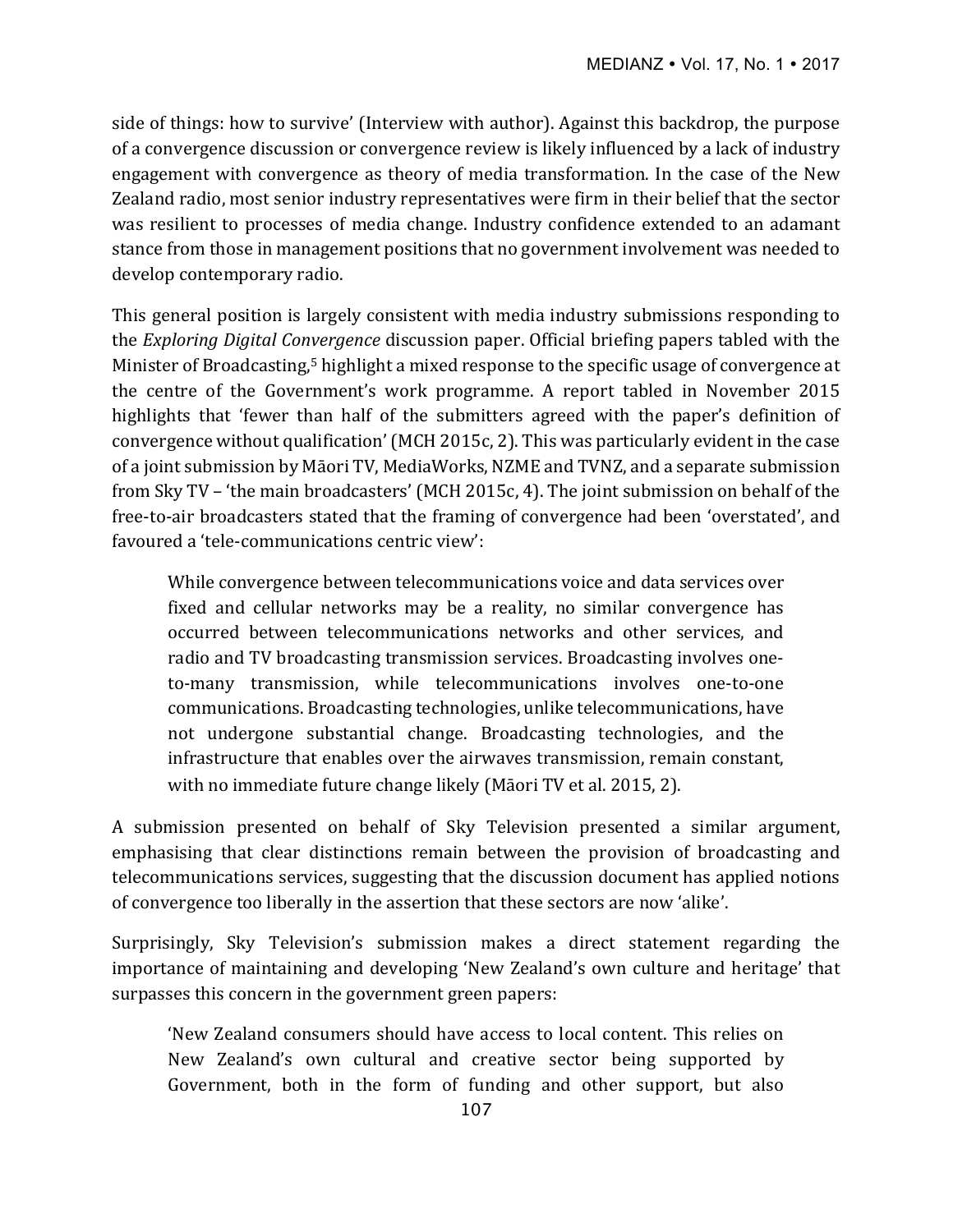side of things: how to survive' (Interview with author). Against this backdrop, the purpose of a convergence discussion or convergence review is likely influenced by a lack of industry engagement with convergence as theory of media transformation. In the case of the New Zealand radio, most senior industry representatives were firm in their belief that the sector was resilient to processes of media change. Industry confidence extended to an adamant stance from those in management positions that no government involvement was needed to develop contemporary radio.

This general position is largely consistent with media industry submissions responding to the *Exploring Digital Convergence* discussion paper. Official briefing papers tabled with the Minister of Broadcasting,[5] highlight a mixed response to the specific usage of convergence at the centre of the Government's work programme. A report tabled in November 2015 highlights that 'fewer than half of the submitters agreed with the paper's definition of convergence without qualification' (MCH 2015c, 2). This was particularly evident in the case of a joint submission by Māori TV, MediaWorks, NZME and TVNZ, and a separate submission from Sky TV – 'the main broadcasters' (MCH 2015c, 4). The joint submission on behalf of the free-to-air broadcasters stated that the framing of convergence had been 'overstated', and favoured a 'tele-communications centric view':

> While convergence between telecommunications voice and data services over fixed and cellular networks may be a reality, no similar convergence has occurred between telecommunications networks and other services, and radio and TV broadcasting transmission services. Broadcasting involves one-to-many transmission, while telecommunications involves one-to-one communications. Broadcasting technologies, unlike telecommunications, have not undergone substantial change. Broadcasting technologies, and the infrastructure that enables over the airwaves transmission, remain constant, with no immediate future change likely (Māori TV et al. 2015, 2).

A submission presented on behalf of Sky Television presented a similar argument, emphasising that clear distinctions remain between the provision of broadcasting and telecommunications services, suggesting that the discussion document has applied notions of convergence too liberally in the assertion that these sectors are now 'alike'.

Surprisingly, Sky Television's submission makes a direct statement regarding the importance of maintaining and developing 'New Zealand's own culture and heritage' that surpasses this concern in the government green papers:

> 'New Zealand consumers should have access to local content. This relies on New Zealand's own cultural and creative sector being supported by Government, both in the form of funding and other support, but also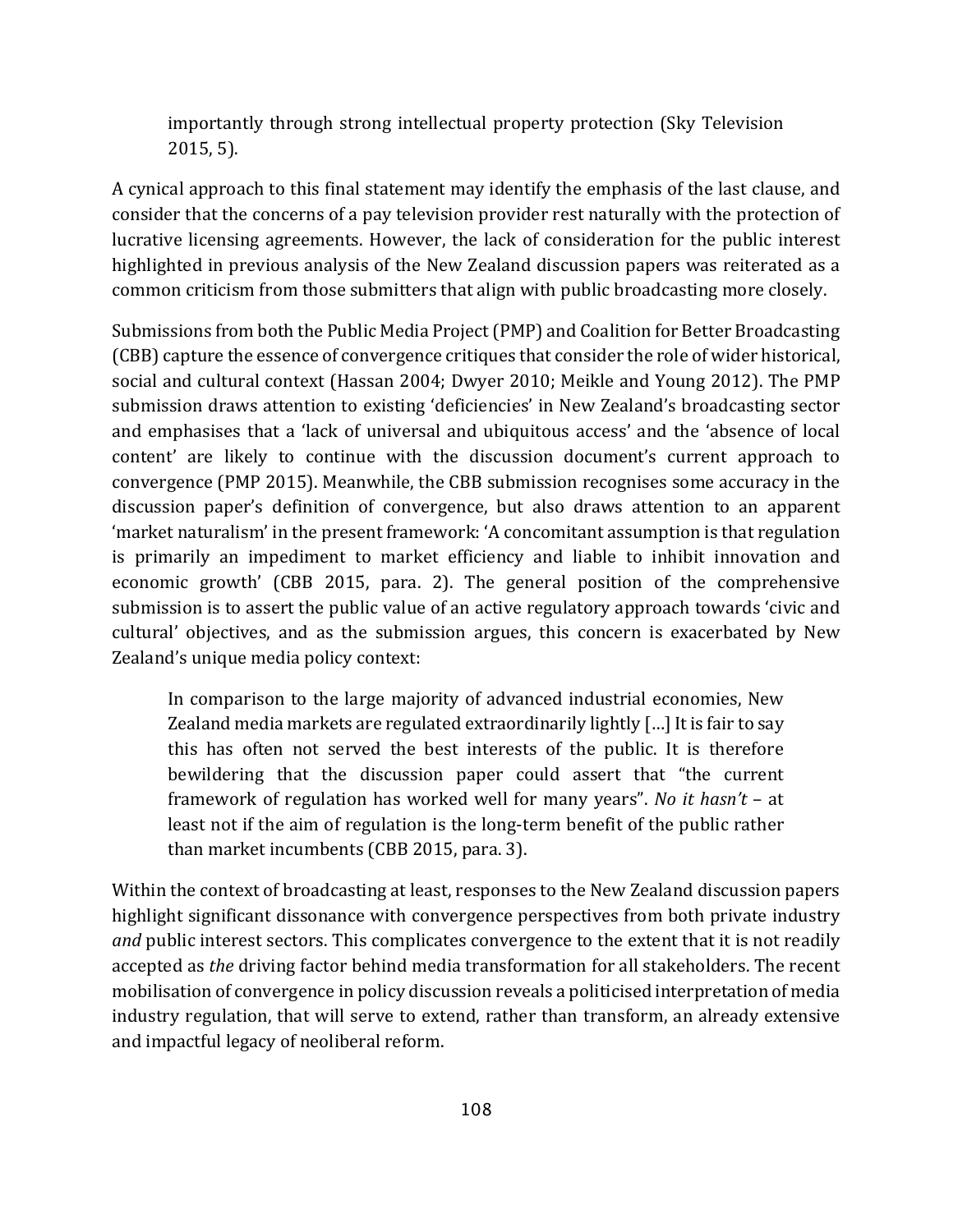> importantly through strong intellectual property protection (Sky Television 2015, 5).

A cynical approach to this final statement may identify the emphasis of the last clause, and consider that the concerns of a pay television provider rest naturally with the protection of lucrative licensing agreements. However, the lack of consideration for the public interest highlighted in previous analysis of the New Zealand discussion papers was reiterated as a common criticism from those submitters that align with public broadcasting more closely.

Submissions from both the Public Media Project (PMP) and Coalition for Better Broadcasting (CBB) capture the essence of convergence critiques that consider the role of wider historical, social and cultural context (Hassan 2004; Dwyer 2010; Meikle and Young 2012). The PMP submission draws attention to existing 'deficiencies' in New Zealand's broadcasting sector and emphasises that a 'lack of universal and ubiquitous access' and the 'absence of local content' are likely to continue with the discussion document's current approach to convergence (PMP 2015). Meanwhile, the CBB submission recognises some accuracy in the discussion paper's definition of convergence, but also draws attention to an apparent 'market naturalism' in the present framework: 'A concomitant assumption is that regulation is primarily an impediment to market efficiency and liable to inhibit innovation and economic growth' (CBB 2015, para. 2). The general position of the comprehensive submission is to assert the public value of an active regulatory approach towards 'civic and cultural' objectives, and as the submission argues, this concern is exacerbated by New Zealand's unique media policy context:

> In comparison to the large majority of advanced industrial economies, New Zealand media markets are regulated extraordinarily lightly […] It is fair to say this has often not served the best interests of the public. It is therefore bewildering that the discussion paper could assert that "the current framework of regulation has worked well for many years". *No it hasn't* – at least not if the aim of regulation is the long-term benefit of the public rather than market incumbents (CBB 2015, para. 3).

Within the context of broadcasting at least, responses to the New Zealand discussion papers highlight significant dissonance with convergence perspectives from both private industry *and* public interest sectors. This complicates convergence to the extent that it is not readily accepted as *the* driving factor behind media transformation for all stakeholders. The recent mobilisation of convergence in policy discussion reveals a politicised interpretation of media industry regulation, that will serve to extend, rather than transform, an already extensive and impactful legacy of neoliberal reform.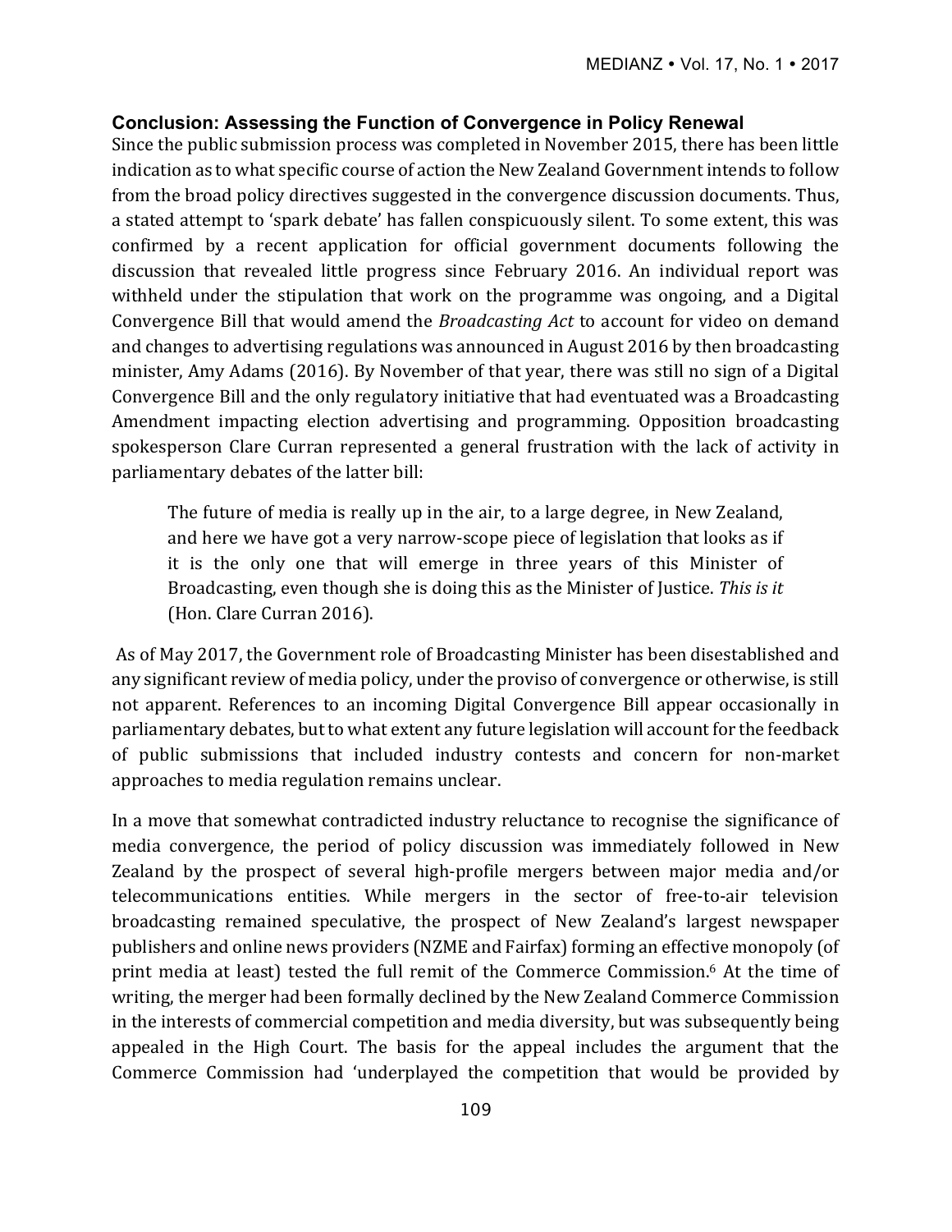### Conclusion: Assessing the Function of Convergence in Policy Renewal

Since the public submission process was completed in November 2015, there has been little indication as to what specific course of action the New Zealand Government intends to follow from the broad policy directives suggested in the convergence discussion documents. Thus, a stated attempt to 'spark debate' has fallen conspicuously silent. To some extent, this was confirmed by a recent application for official government documents following the discussion that revealed little progress since February 2016. An individual report was withheld under the stipulation that work on the programme was ongoing, and a Digital Convergence Bill that would amend the *Broadcasting Act* to account for video on demand and changes to advertising regulations was announced in August 2016 by then broadcasting minister, Amy Adams (2016). By November of that year, there was still no sign of a Digital Convergence Bill and the only regulatory initiative that had eventuated was a Broadcasting Amendment impacting election advertising and programming. Opposition broadcasting spokesperson Clare Curran represented a general frustration with the lack of activity in parliamentary debates of the latter bill:

> The future of media is really up in the air, to a large degree, in New Zealand, and here we have got a very narrow-scope piece of legislation that looks as if it is the only one that will emerge in three years of this Minister of Broadcasting, even though she is doing this as the Minister of Justice. *This is it* (Hon. Clare Curran 2016).

As of May 2017, the Government role of Broadcasting Minister has been disestablished and any significant review of media policy, under the proviso of convergence or otherwise, is still not apparent. References to an incoming Digital Convergence Bill appear occasionally in parliamentary debates, but to what extent any future legislation will account for the feedback of public submissions that included industry contests and concern for non-market approaches to media regulation remains unclear.

In a move that somewhat contradicted industry reluctance to recognise the significance of media convergence, the period of policy discussion was immediately followed in New Zealand by the prospect of several high-profile mergers between major media and/or telecommunications entities. While mergers in the sector of free-to-air television broadcasting remained speculative, the prospect of New Zealand's largest newspaper publishers and online news providers (NZME and Fairfax) forming an effective monopoly (of print media at least) tested the full remit of the Commerce Commission.[6] At the time of writing, the merger had been formally declined by the New Zealand Commerce Commission in the interests of commercial competition and media diversity, but was subsequently being appealed in the High Court. The basis for the appeal includes the argument that the Commerce Commission had 'underplayed the competition that would be provided by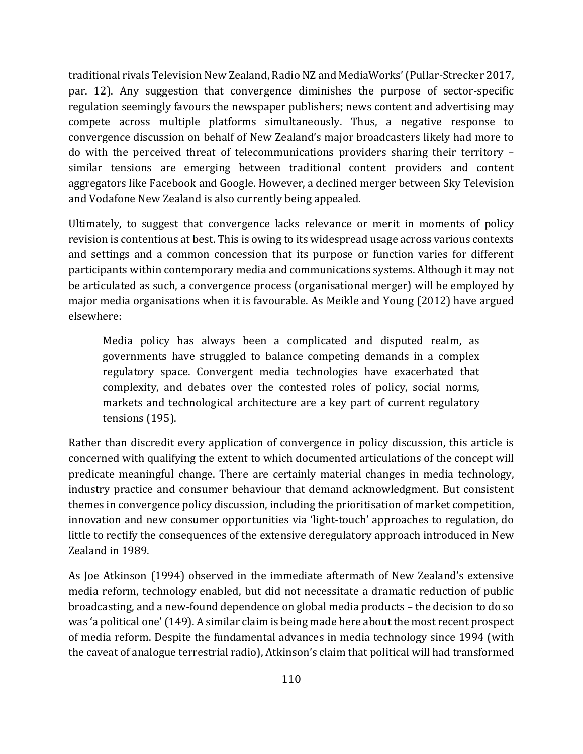traditional rivals Television New Zealand, Radio NZ and MediaWorks' (Pullar-Strecker 2017, par. 12). Any suggestion that convergence diminishes the purpose of sector-specific regulation seemingly favours the newspaper publishers; news content and advertising may compete across multiple platforms simultaneously. Thus, a negative response to convergence discussion on behalf of New Zealand's major broadcasters likely had more to do with the perceived threat of telecommunications providers sharing their territory – similar tensions are emerging between traditional content providers and content aggregators like Facebook and Google. However, a declined merger between Sky Television and Vodafone New Zealand is also currently being appealed.

Ultimately, to suggest that convergence lacks relevance or merit in moments of policy revision is contentious at best. This is owing to its widespread usage across various contexts and settings and a common concession that its purpose or function varies for different participants within contemporary media and communications systems. Although it may not be articulated as such, a convergence process (organisational merger) will be employed by major media organisations when it is favourable. As Meikle and Young (2012) have argued elsewhere:

> Media policy has always been a complicated and disputed realm, as governments have struggled to balance competing demands in a complex regulatory space. Convergent media technologies have exacerbated that complexity, and debates over the contested roles of policy, social norms, markets and technological architecture are a key part of current regulatory tensions (195).

Rather than discredit every application of convergence in policy discussion, this article is concerned with qualifying the extent to which documented articulations of the concept will predicate meaningful change. There are certainly material changes in media technology, industry practice and consumer behaviour that demand acknowledgment. But consistent themes in convergence policy discussion, including the prioritisation of market competition, innovation and new consumer opportunities via 'light-touch' approaches to regulation, do little to rectify the consequences of the extensive deregulatory approach introduced in New Zealand in 1989.

As Joe Atkinson (1994) observed in the immediate aftermath of New Zealand's extensive media reform, technology enabled, but did not necessitate a dramatic reduction of public broadcasting, and a new-found dependence on global media products – the decision to do so was 'a political one' (149). A similar claim is being made here about the most recent prospect of media reform. Despite the fundamental advances in media technology since 1994 (with the caveat of analogue terrestrial radio), Atkinson's claim that political will had transformed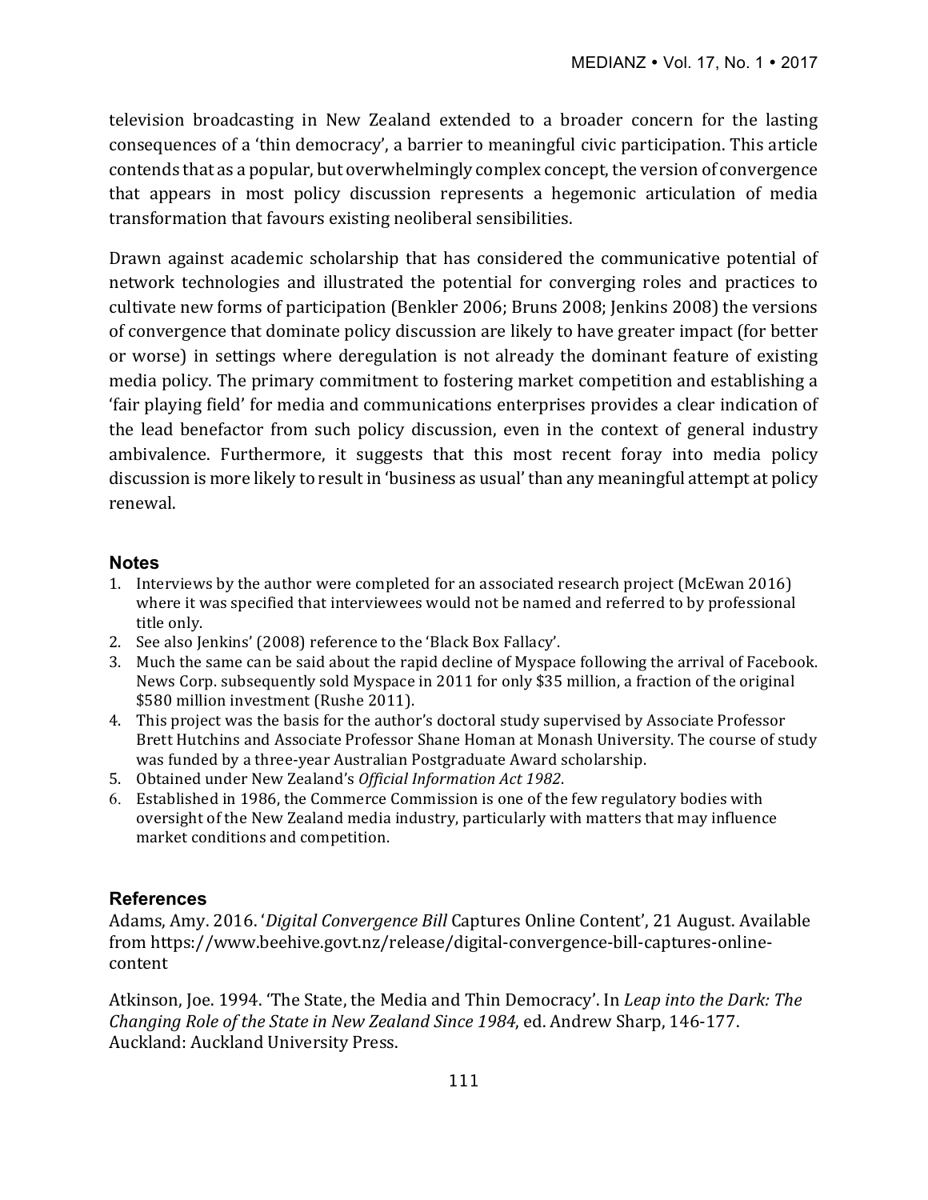television broadcasting in New Zealand extended to a broader concern for the lasting consequences of a 'thin democracy', a barrier to meaningful civic participation. This article contends that as a popular, but overwhelmingly complex concept, the version of convergence that appears in most policy discussion represents a hegemonic articulation of media transformation that favours existing neoliberal sensibilities.

Drawn against academic scholarship that has considered the communicative potential of network technologies and illustrated the potential for converging roles and practices to cultivate new forms of participation (Benkler 2006; Bruns 2008; Jenkins 2008) the versions of convergence that dominate policy discussion are likely to have greater impact (for better or worse) in settings where deregulation is not already the dominant feature of existing media policy. The primary commitment to fostering market competition and establishing a 'fair playing field' for media and communications enterprises provides a clear indication of the lead benefactor from such policy discussion, even in the context of general industry ambivalence. Furthermore, it suggests that this most recent foray into media policy discussion is more likely to result in 'business as usual' than any meaningful attempt at policy renewal.

## Notes

1. Interviews by the author were completed for an associated research project (McEwan 2016) where it was specified that interviewees would not be named and referred to by professional title only.
2. See also Jenkins' (2008) reference to the 'Black Box Fallacy'.
3. Much the same can be said about the rapid decline of Myspace following the arrival of Facebook. News Corp. subsequently sold Myspace in 2011 for only $35 million, a fraction of the original $580 million investment (Rushe 2011).
4. This project was the basis for the author's doctoral study supervised by Associate Professor Brett Hutchins and Associate Professor Shane Homan at Monash University. The course of study was funded by a three-year Australian Postgraduate Award scholarship.
5. Obtained under New Zealand's *Official Information Act 1982*.
6. Established in 1986, the Commerce Commission is one of the few regulatory bodies with oversight of the New Zealand media industry, particularly with matters that may influence market conditions and competition.

## References

Adams, Amy. 2016. '*Digital Convergence Bill* Captures Online Content', 21 August. Available from https://www.beehive.govt.nz/release/digital-convergence-bill-captures-online-content

Atkinson, Joe. 1994. 'The State, the Media and Thin Democracy'. In *Leap into the Dark: The Changing Role of the State in New Zealand Since 1984*, ed. Andrew Sharp, 146-177. Auckland: Auckland University Press.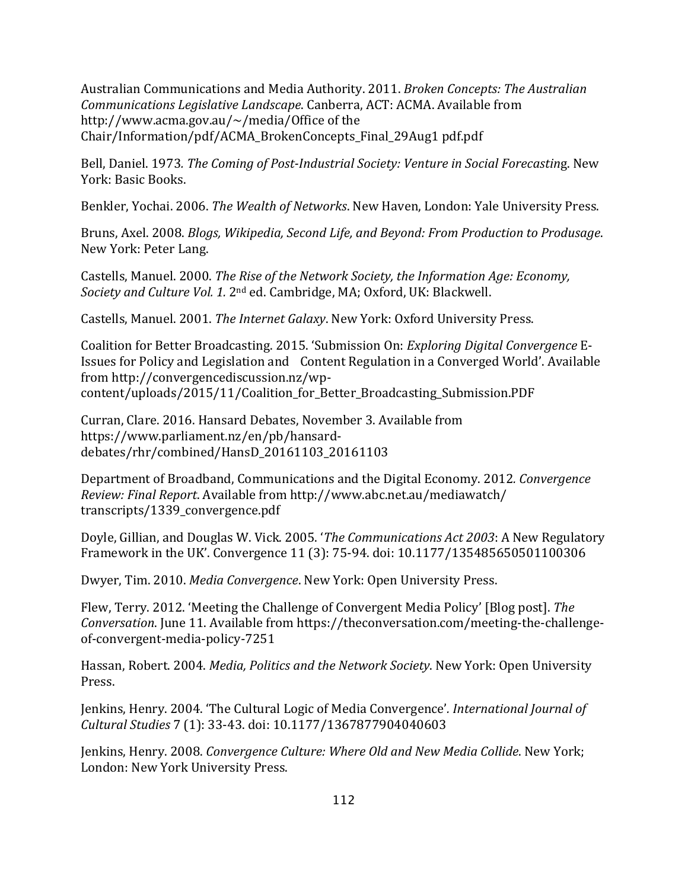Australian Communications and Media Authority. 2011. *Broken Concepts: The Australian Communications Legislative Landscape*. Canberra, ACT: ACMA. Available from http://www.acma.gov.au/~/media/Office of the Chair/Information/pdf/ACMA_BrokenConcepts_Final_29Aug1 pdf.pdf

Bell, Daniel. 1973. *The Coming of Post-Industrial Society: Venture in Social Forecasting*. New York: Basic Books.

Benkler, Yochai. 2006. *The Wealth of Networks*. New Haven, London: Yale University Press.

Bruns, Axel. 2008. *Blogs, Wikipedia, Second Life, and Beyond: From Production to Produsage*. New York: Peter Lang.

Castells, Manuel. 2000. *The Rise of the Network Society, the Information Age: Economy, Society and Culture Vol. 1.* 2nd ed. Cambridge, MA; Oxford, UK: Blackwell.

Castells, Manuel. 2001. *The Internet Galaxy*. New York: Oxford University Press.

Coalition for Better Broadcasting. 2015. 'Submission On: *Exploring Digital Convergence* E-Issues for Policy and Legislation and Content Regulation in a Converged World'. Available from http://convergencediscussion.nz/wp-content/uploads/2015/11/Coalition_for_Better_Broadcasting_Submission.PDF

Curran, Clare. 2016. Hansard Debates, November 3. Available from https://www.parliament.nz/en/pb/hansard-debates/rhr/combined/HansD_20161103_20161103

Department of Broadband, Communications and the Digital Economy. 2012. *Convergence Review: Final Report*. Available from http://www.abc.net.au/mediawatch/transcripts/1339_convergence.pdf

Doyle, Gillian, and Douglas W. Vick. 2005. '*The Communications Act 2003*: A New Regulatory Framework in the UK'. Convergence 11 (3): 75-94. doi: 10.1177/135485650501100306

Dwyer, Tim. 2010. *Media Convergence*. New York: Open University Press.

Flew, Terry. 2012. 'Meeting the Challenge of Convergent Media Policy' [Blog post]. *The Conversation*. June 11. Available from https://theconversation.com/meeting-the-challenge-of-convergent-media-policy-7251

Hassan, Robert. 2004. *Media, Politics and the Network Society*. New York: Open University Press.

Jenkins, Henry. 2004. 'The Cultural Logic of Media Convergence'. *International Journal of Cultural Studies* 7 (1): 33-43. doi: 10.1177/1367877904040603

Jenkins, Henry. 2008. *Convergence Culture: Where Old and New Media Collide*. New York; London: New York University Press.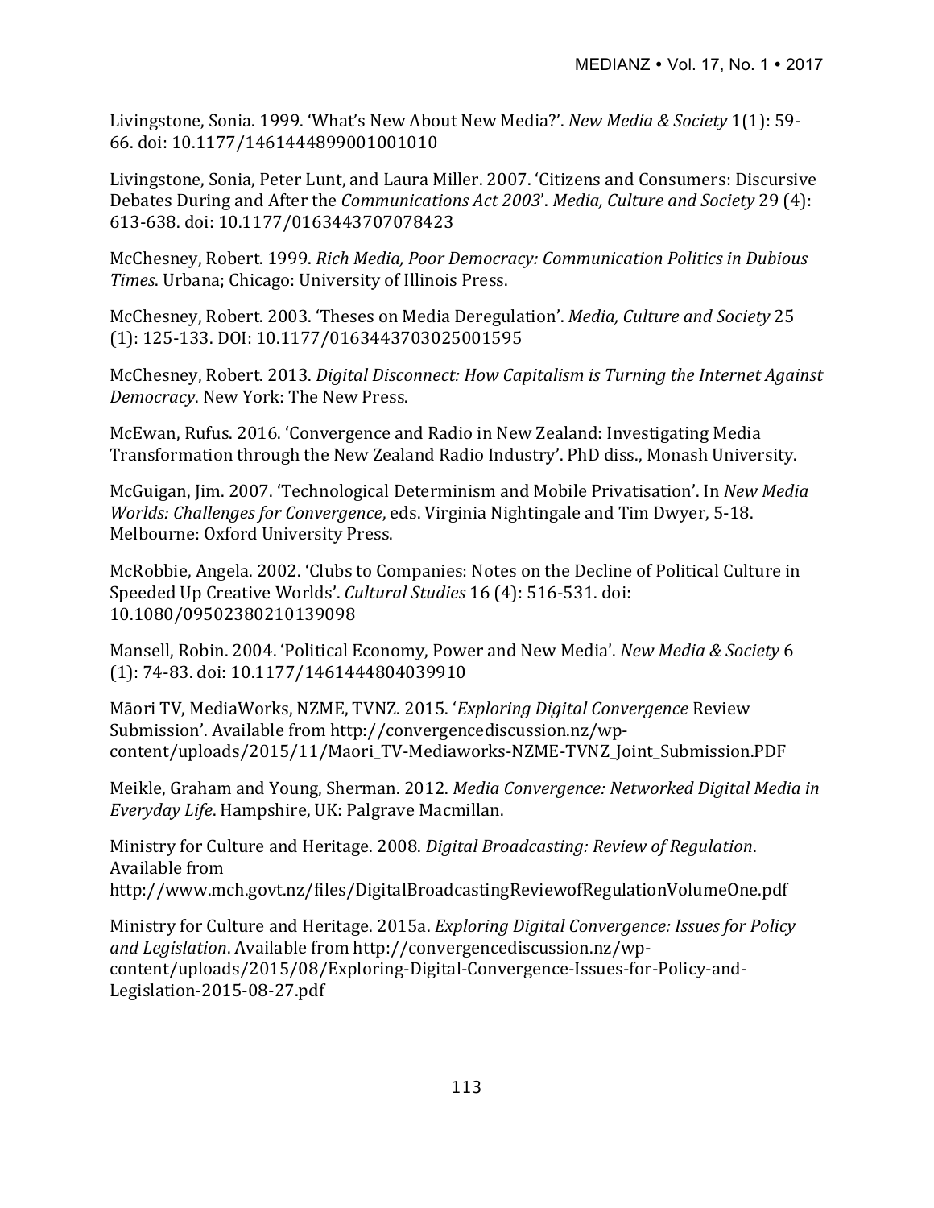Livingstone, Sonia. 1999. 'What's New About New Media?'. *New Media & Society* 1(1): 59-66. doi: 10.1177/1461444899001001010

Livingstone, Sonia, Peter Lunt, and Laura Miller. 2007. 'Citizens and Consumers: Discursive Debates During and After the *Communications Act 2003*'. *Media, Culture and Society* 29 (4): 613-638. doi: 10.1177/0163443707078423

McChesney, Robert. 1999. *Rich Media, Poor Democracy: Communication Politics in Dubious Times*. Urbana; Chicago: University of Illinois Press.

McChesney, Robert. 2003. 'Theses on Media Deregulation'. *Media, Culture and Society* 25 (1): 125-133. DOI: 10.1177/0163443703025001595

McChesney, Robert. 2013. *Digital Disconnect: How Capitalism is Turning the Internet Against Democracy*. New York: The New Press.

McEwan, Rufus. 2016. 'Convergence and Radio in New Zealand: Investigating Media Transformation through the New Zealand Radio Industry'. PhD diss., Monash University.

McGuigan, Jim. 2007. 'Technological Determinism and Mobile Privatisation'. In *New Media Worlds: Challenges for Convergence*, eds. Virginia Nightingale and Tim Dwyer, 5-18. Melbourne: Oxford University Press.

McRobbie, Angela. 2002. 'Clubs to Companies: Notes on the Decline of Political Culture in Speeded Up Creative Worlds'. *Cultural Studies* 16 (4): 516-531. doi: 10.1080/09502380210139098

Mansell, Robin. 2004. 'Political Economy, Power and New Media'. *New Media & Society* 6 (1): 74-83. doi: 10.1177/1461444804039910

Māori TV, MediaWorks, NZME, TVNZ. 2015. '*Exploring Digital Convergence* Review Submission'. Available from http://convergencediscussion.nz/wp-content/uploads/2015/11/Maori_TV-Mediaworks-NZME-TVNZ_Joint_Submission.PDF

Meikle, Graham and Young, Sherman. 2012. *Media Convergence: Networked Digital Media in Everyday Life*. Hampshire, UK: Palgrave Macmillan.

Ministry for Culture and Heritage. 2008. *Digital Broadcasting: Review of Regulation*. Available from http://www.mch.govt.nz/files/DigitalBroadcastingReviewofRegulationVolumeOne.pdf

Ministry for Culture and Heritage. 2015a. *Exploring Digital Convergence: Issues for Policy and Legislation*. Available from http://convergencediscussion.nz/wp-content/uploads/2015/08/Exploring-Digital-Convergence-Issues-for-Policy-and-Legislation-2015-08-27.pdf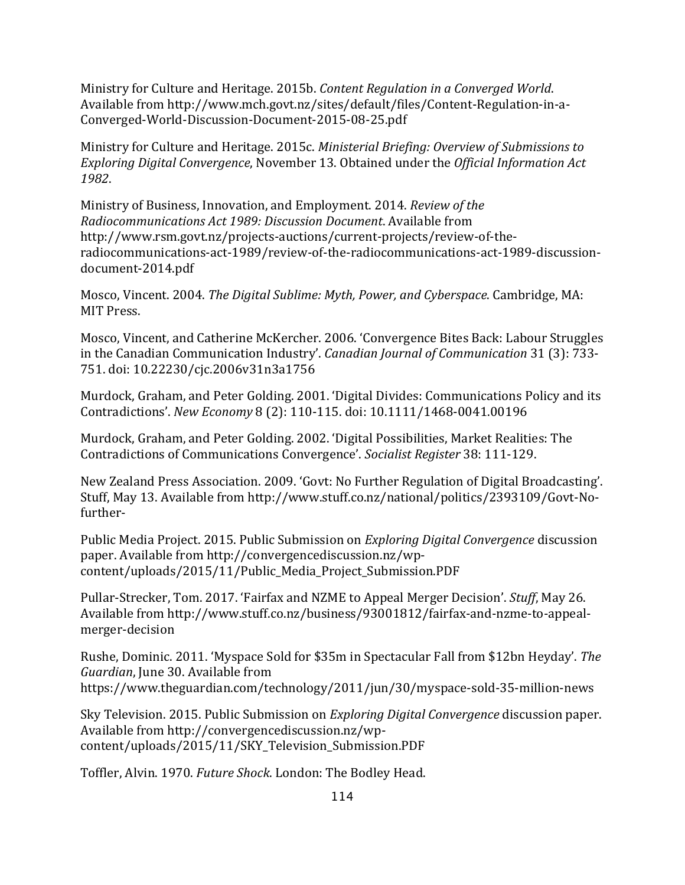Ministry for Culture and Heritage. 2015b. *Content Regulation in a Converged World*. Available from http://www.mch.govt.nz/sites/default/files/Content-Regulation-in-a-Converged-World-Discussion-Document-2015-08-25.pdf

Ministry for Culture and Heritage. 2015c. *Ministerial Briefing: Overview of Submissions to Exploring Digital Convergence*, November 13. Obtained under the *Official Information Act 1982*.

Ministry of Business, Innovation, and Employment. 2014. *Review of the Radiocommunications Act 1989: Discussion Document*. Available from http://www.rsm.govt.nz/projects-auctions/current-projects/review-of-the-radiocommunications-act-1989/review-of-the-radiocommunications-act-1989-discussion-document-2014.pdf

Mosco, Vincent. 2004. *The Digital Sublime: Myth, Power, and Cyberspace*. Cambridge, MA: MIT Press.

Mosco, Vincent, and Catherine McKercher. 2006. 'Convergence Bites Back: Labour Struggles in the Canadian Communication Industry'. *Canadian Journal of Communication* 31 (3): 733-751. doi: 10.22230/cjc.2006v31n3a1756

Murdock, Graham, and Peter Golding. 2001. 'Digital Divides: Communications Policy and its Contradictions'. *New Economy* 8 (2): 110-115. doi: 10.1111/1468-0041.00196

Murdock, Graham, and Peter Golding. 2002. 'Digital Possibilities, Market Realities: The Contradictions of Communications Convergence'. *Socialist Register* 38: 111-129.

New Zealand Press Association. 2009. 'Govt: No Further Regulation of Digital Broadcasting'. Stuff, May 13. Available from http://www.stuff.co.nz/national/politics/2393109/Govt-No-further-

Public Media Project. 2015. Public Submission on *Exploring Digital Convergence* discussion paper. Available from http://convergencediscussion.nz/wp-content/uploads/2015/11/Public_Media_Project_Submission.PDF

Pullar-Strecker, Tom. 2017. 'Fairfax and NZME to Appeal Merger Decision'. *Stuff*, May 26. Available from http://www.stuff.co.nz/business/93001812/fairfax-and-nzme-to-appeal-merger-decision

Rushe, Dominic. 2011. 'Myspace Sold for $35m in Spectacular Fall from $12bn Heyday'. *The Guardian*, June 30. Available from https://www.theguardian.com/technology/2011/jun/30/myspace-sold-35-million-news

Sky Television. 2015. Public Submission on *Exploring Digital Convergence* discussion paper. Available from http://convergencediscussion.nz/wp-content/uploads/2015/11/SKY_Television_Submission.PDF

Toffler, Alvin. 1970. *Future Shock*. London: The Bodley Head.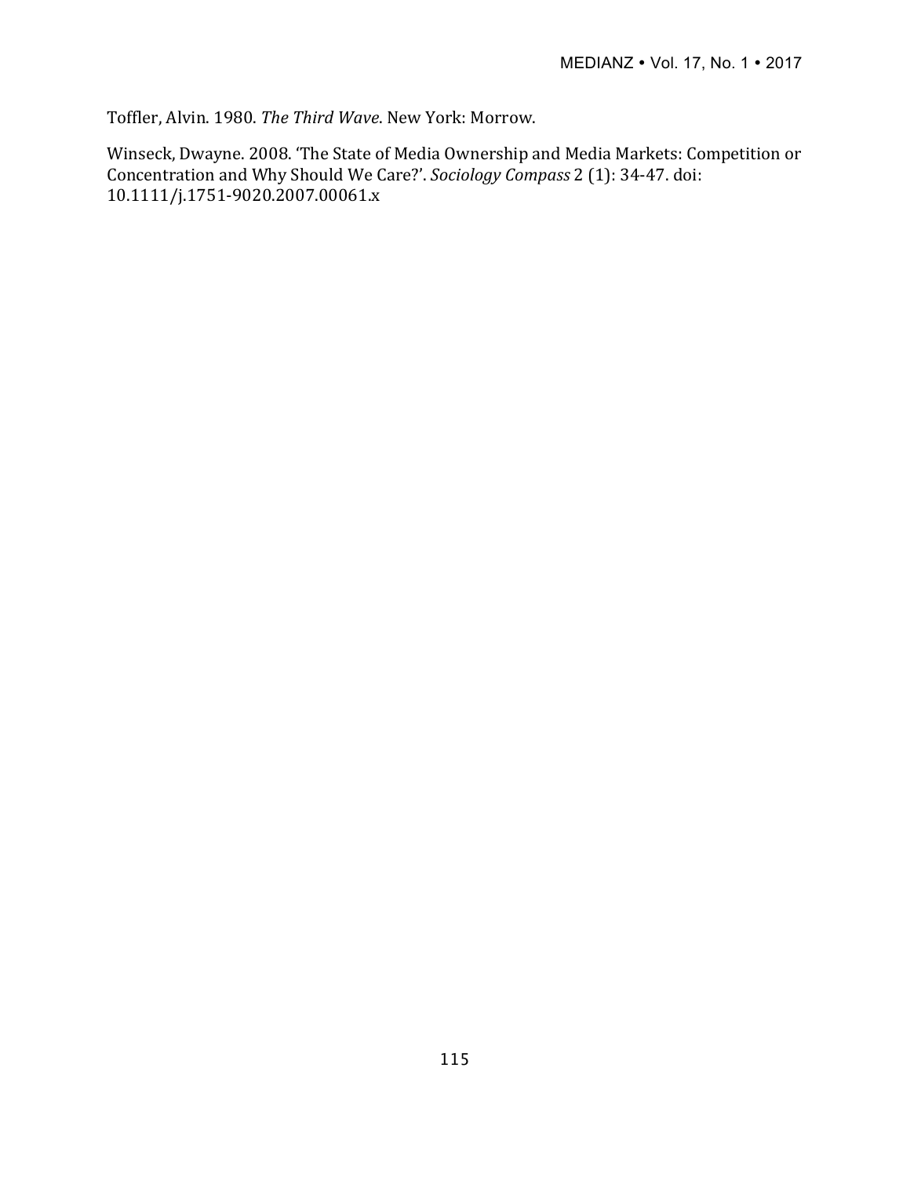Toffler, Alvin. 1980. *The Third Wave*. New York: Morrow.

Winseck, Dwayne. 2008. 'The State of Media Ownership and Media Markets: Competition or Concentration and Why Should We Care?'. *Sociology Compass* 2 (1): 34-47. doi: 10.1111/j.1751-9020.2007.00061.x